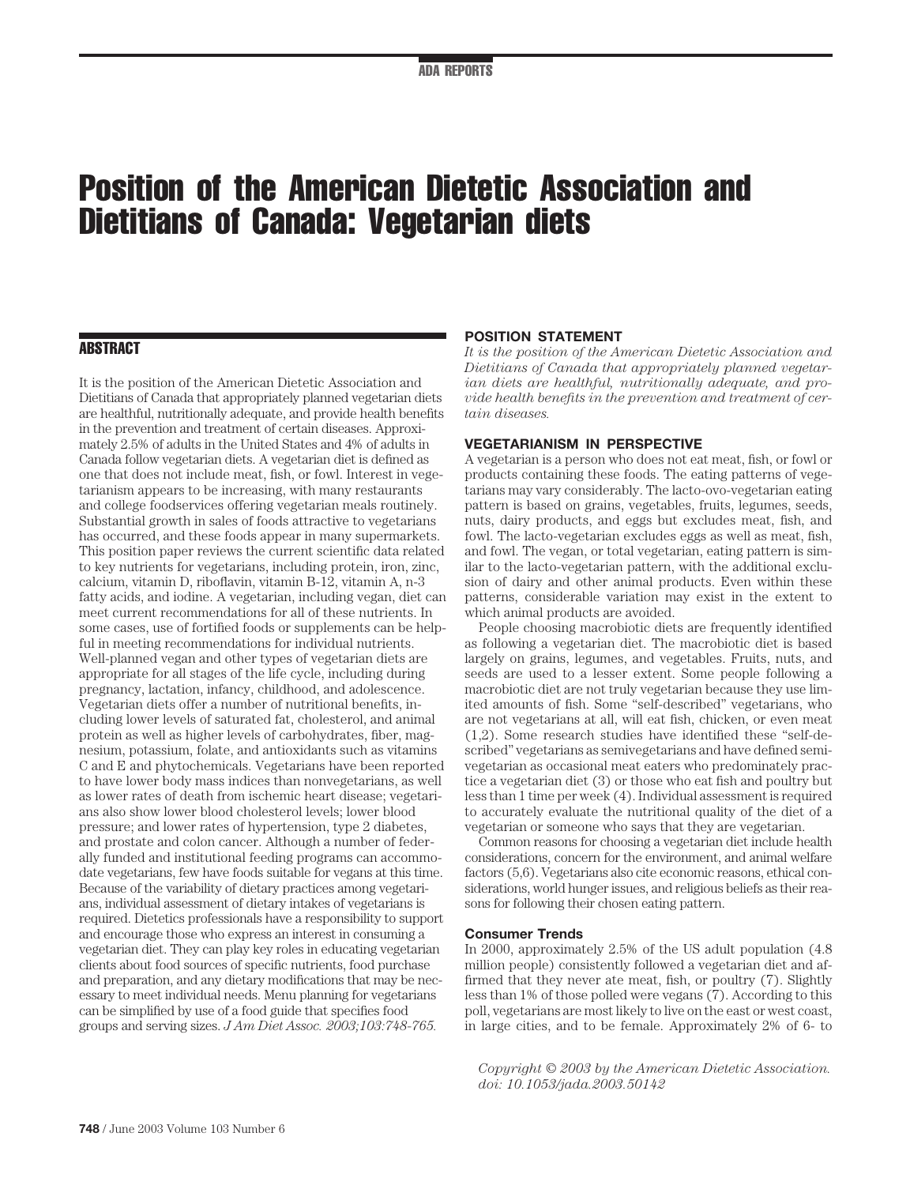ADA REPORTS

# Position of the American Dietetic Association and Dietitians of Canada: Vegetarian diets

## ABSTRACT

It is the position of the American Dietetic Association and Dietitians of Canada that appropriately planned vegetarian diets are healthful, nutritionally adequate, and provide health benefits in the prevention and treatment of certain diseases. Approximately 2.5% of adults in the United States and 4% of adults in Canada follow vegetarian diets. A vegetarian diet is defined as one that does not include meat, fish, or fowl. Interest in vegetarianism appears to be increasing, with many restaurants and college foodservices offering vegetarian meals routinely. Substantial growth in sales of foods attractive to vegetarians has occurred, and these foods appear in many supermarkets. This position paper reviews the current scientific data related to key nutrients for vegetarians, including protein, iron, zinc, calcium, vitamin D, riboflavin, vitamin B-12, vitamin A, n-3 fatty acids, and iodine. A vegetarian, including vegan, diet can meet current recommendations for all of these nutrients. In some cases, use of fortified foods or supplements can be helpful in meeting recommendations for individual nutrients. Well-planned vegan and other types of vegetarian diets are appropriate for all stages of the life cycle, including during pregnancy, lactation, infancy, childhood, and adolescence. Vegetarian diets offer a number of nutritional benefits, including lower levels of saturated fat, cholesterol, and animal protein as well as higher levels of carbohydrates, fiber, magnesium, potassium, folate, and antioxidants such as vitamins C and E and phytochemicals. Vegetarians have been reported to have lower body mass indices than nonvegetarians, as well as lower rates of death from ischemic heart disease; vegetarians also show lower blood cholesterol levels; lower blood pressure; and lower rates of hypertension, type 2 diabetes, and prostate and colon cancer. Although a number of federally funded and institutional feeding programs can accommodate vegetarians, few have foods suitable for vegans at this time. Because of the variability of dietary practices among vegetarians, individual assessment of dietary intakes of vegetarians is required. Dietetics professionals have a responsibility to support and encourage those who express an interest in consuming a vegetarian diet. They can play key roles in educating vegetarian clients about food sources of specific nutrients, food purchase and preparation, and any dietary modifications that may be necessary to meet individual needs. Menu planning for vegetarians can be simplified by use of a food guide that specifies food groups and serving sizes. *J Am Diet Assoc. 2003;103:748-765.*

## POSITION STATEMENT

*It is the position of the American Dietetic Association and Dietitians of Canada that appropriately planned vegetarian diets are healthful, nutritionally adequate, and provide health benefits in the prevention and treatment of certain diseases.*

## VEGETARIANISM IN PERSPECTIVE

A vegetarian is a person who does not eat meat, fish, or fowl or products containing these foods. The eating patterns of vegetarians may vary considerably. The lacto-ovo-vegetarian eating pattern is based on grains, vegetables, fruits, legumes, seeds, nuts, dairy products, and eggs but excludes meat, fish, and fowl. The lacto-vegetarian excludes eggs as well as meat, fish, and fowl. The vegan, or total vegetarian, eating pattern is similar to the lacto-vegetarian pattern, with the additional exclusion of dairy and other animal products. Even within these patterns, considerable variation may exist in the extent to which animal products are avoided.

People choosing macrobiotic diets are frequently identified as following a vegetarian diet. The macrobiotic diet is based largely on grains, legumes, and vegetables. Fruits, nuts, and seeds are used to a lesser extent. Some people following a macrobiotic diet are not truly vegetarian because they use limited amounts of fish. Some "self-described" vegetarians, who are not vegetarians at all, will eat fish, chicken, or even meat (1,2). Some research studies have identified these "self-described" vegetarians as semivegetarians and have defined semivegetarian as occasional meat eaters who predominately practice a vegetarian diet (3) or those who eat fish and poultry but less than 1 time per week (4). Individual assessment is required to accurately evaluate the nutritional quality of the diet of a vegetarian or someone who says that they are vegetarian.

Common reasons for choosing a vegetarian diet include health considerations, concern for the environment, and animal welfare factors (5,6). Vegetarians also cite economic reasons, ethical considerations, world hunger issues, and religious beliefs as their reasons for following their chosen eating pattern.

### Consumer Trends

In 2000, approximately 2.5% of the US adult population (4.8 million people) consistently followed a vegetarian diet and affirmed that they never ate meat, fish, or poultry (7). Slightly less than 1% of those polled were vegans (7). According to this poll, vegetarians are most likely to live on the east or west coast, in large cities, and to be female. Approximately 2% of 6- to

*Copyright © 2003 by the American Dietetic Association.*
*doi: 10.1053/jada.2003.50142*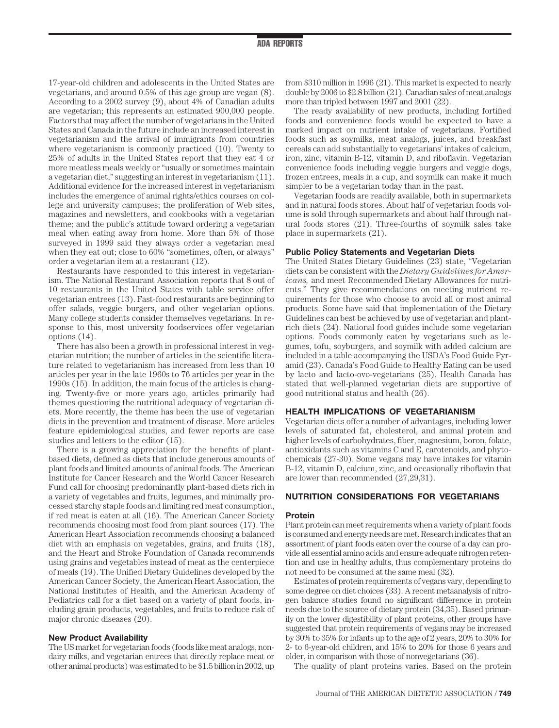17-year-old children and adolescents in the United States are vegetarians, and around 0.5% of this age group are vegan (8). According to a 2002 survey (9), about 4% of Canadian adults are vegetarian; this represents an estimated 900,000 people. Factors that may affect the number of vegetarians in the United States and Canada in the future include an increased interest in vegetarianism and the arrival of immigrants from countries where vegetarianism is commonly practiced (10). Twenty to 25% of adults in the United States report that they eat 4 or more meatless meals weekly or "usually or sometimes maintain a vegetarian diet," suggesting an interest in vegetarianism (11). Additional evidence for the increased interest in vegetarianism includes the emergence of animal rights/ethics courses on college and university campuses; the proliferation of Web sites, magazines and newsletters, and cookbooks with a vegetarian theme; and the public's attitude toward ordering a vegetarian meal when eating away from home. More than 5% of those surveyed in 1999 said they always order a vegetarian meal when they eat out; close to 60% "sometimes, often, or always" order a vegetarian item at a restaurant (12).

Restaurants have responded to this interest in vegetarianism. The National Restaurant Association reports that 8 out of 10 restaurants in the United States with table service offer vegetarian entrees (13). Fast-food restaurants are beginning to offer salads, veggie burgers, and other vegetarian options. Many college students consider themselves vegetarians. In response to this, most university foodservices offer vegetarian options (14).

There has also been a growth in professional interest in vegetarian nutrition; the number of articles in the scientific literature related to vegetarianism has increased from less than 10 articles per year in the late 1960s to 76 articles per year in the 1990s (15). In addition, the main focus of the articles is changing. Twenty-five or more years ago, articles primarily had themes questioning the nutritional adequacy of vegetarian diets. More recently, the theme has been the use of vegetarian diets in the prevention and treatment of disease. More articles feature epidemiological studies, and fewer reports are case studies and letters to the editor (15).

There is a growing appreciation for the benefits of plant-based diets, defined as diets that include generous amounts of plant foods and limited amounts of animal foods. The American Institute for Cancer Research and the World Cancer Research Fund call for choosing predominantly plant-based diets rich in a variety of vegetables and fruits, legumes, and minimally processed starchy staple foods and limiting red meat consumption, if red meat is eaten at all (16). The American Cancer Society recommends choosing most food from plant sources (17). The American Heart Association recommends choosing a balanced diet with an emphasis on vegetables, grains, and fruits (18), and the Heart and Stroke Foundation of Canada recommends using grains and vegetables instead of meat as the centerpiece of meals (19). The Unified Dietary Guidelines developed by the American Cancer Society, the American Heart Association, the National Institutes of Health, and the American Academy of Pediatrics call for a diet based on a variety of plant foods, including grain products, vegetables, and fruits to reduce risk of major chronic diseases (20).

### New Product Availability

The US market for vegetarian foods (foods like meat analogs, nondairy milks, and vegetarian entrees that directly replace meat or other animal products) was estimated to be $1.5 billion in 2002, up from $310 million in 1996 (21). This market is expected to nearly double by 2006 to $2.8 billion (21). Canadian sales of meat analogs more than tripled between 1997 and 2001 (22).

The ready availability of new products, including fortified foods and convenience foods would be expected to have a marked impact on nutrient intake of vegetarians. Fortified foods such as soymilks, meat analogs, juices, and breakfast cereals can add substantially to vegetarians' intakes of calcium, iron, zinc, vitamin B-12, vitamin D, and riboflavin. Vegetarian convenience foods including veggie burgers and veggie dogs, frozen entrees, meals in a cup, and soymilk can make it much simpler to be a vegetarian today than in the past.

Vegetarian foods are readily available, both in supermarkets and in natural foods stores. About half of vegetarian foods volume is sold through supermarkets and about half through natural foods stores (21). Three-fourths of soymilk sales take place in supermarkets (21).

### Public Policy Statements and Vegetarian Diets

The United States Dietary Guidelines (23) state, "Vegetarian diets can be consistent with the *Dietary Guidelines for Americans,* and meet Recommended Dietary Allowances for nutrients." They give recommendations on meeting nutrient requirements for those who choose to avoid all or most animal products. Some have said that implementation of the Dietary Guidelines can best be achieved by use of vegetarian and plant-rich diets (24). National food guides include some vegetarian options. Foods commonly eaten by vegetarians such as legumes, tofu, soyburgers, and soymilk with added calcium are included in a table accompanying the USDA's Food Guide Pyramid (23). Canada's Food Guide to Healthy Eating can be used by lacto and lacto-ovo-vegetarians (25). Health Canada has stated that well-planned vegetarian diets are supportive of good nutritional status and health (26).

## HEALTH IMPLICATIONS OF VEGETARIANISM

Vegetarian diets offer a number of advantages, including lower levels of saturated fat, cholesterol, and animal protein and higher levels of carbohydrates, fiber, magnesium, boron, folate, antioxidants such as vitamins C and E, carotenoids, and phytochemicals (27-30). Some vegans may have intakes for vitamin B-12, vitamin D, calcium, zinc, and occasionally riboflavin that are lower than recommended (27,29,31).

## NUTRITION CONSIDERATIONS FOR VEGETARIANS

### Protein

Plant protein can meet requirements when a variety of plant foods is consumed and energy needs are met. Research indicates that an assortment of plant foods eaten over the course of a day can provide all essential amino acids and ensure adequate nitrogen retention and use in healthy adults, thus complementary proteins do not need to be consumed at the same meal (32).

Estimates of protein requirements of vegans vary, depending to some degree on diet choices (33). A recent metaanalysis of nitrogen balance studies found no significant difference in protein needs due to the source of dietary protein (34,35). Based primarily on the lower digestibility of plant proteins, other groups have suggested that protein requirements of vegans may be increased by 30% to 35% for infants up to the age of 2 years, 20% to 30% for 2- to 6-year-old children, and 15% to 20% for those 6 years and older, in comparison with those of nonvegetarians (36).

The quality of plant proteins varies. Based on the protein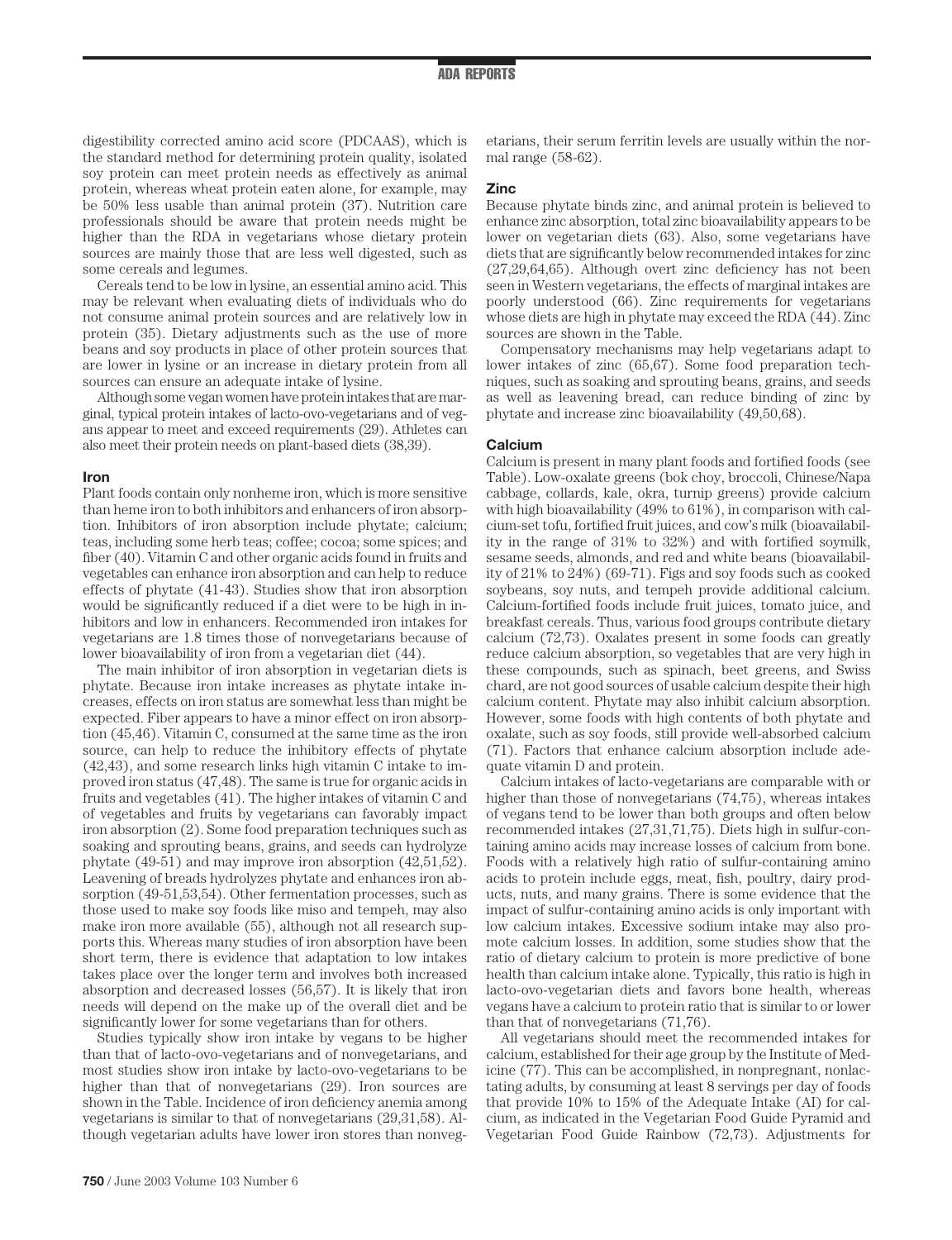digestibility corrected amino acid score (PDCAAS), which is the standard method for determining protein quality, isolated soy protein can meet protein needs as effectively as animal protein, whereas wheat protein eaten alone, for example, may be 50% less usable than animal protein (37). Nutrition care professionals should be aware that protein needs might be higher than the RDA in vegetarians whose dietary protein sources are mainly those that are less well digested, such as some cereals and legumes.

Cereals tend to be low in lysine, an essential amino acid. This may be relevant when evaluating diets of individuals who do not consume animal protein sources and are relatively low in protein (35). Dietary adjustments such as the use of more beans and soy products in place of other protein sources that are lower in lysine or an increase in dietary protein from all sources can ensure an adequate intake of lysine.

Although some vegan women have protein intakes that are marginal, typical protein intakes of lacto-ovo-vegetarians and of vegans appear to meet and exceed requirements (29). Athletes can also meet their protein needs on plant-based diets (38,39).

### Iron

Plant foods contain only nonheme iron, which is more sensitive than heme iron to both inhibitors and enhancers of iron absorption. Inhibitors of iron absorption include phytate; calcium; teas, including some herb teas; coffee; cocoa; some spices; and fiber (40). Vitamin C and other organic acids found in fruits and vegetables can enhance iron absorption and can help to reduce effects of phytate (41-43). Studies show that iron absorption would be significantly reduced if a diet were to be high in inhibitors and low in enhancers. Recommended iron intakes for vegetarians are 1.8 times those of nonvegetarians because of lower bioavailability of iron from a vegetarian diet (44).

The main inhibitor of iron absorption in vegetarian diets is phytate. Because iron intake increases as phytate intake increases, effects on iron status are somewhat less than might be expected. Fiber appears to have a minor effect on iron absorption (45,46). Vitamin C, consumed at the same time as the iron source, can help to reduce the inhibitory effects of phytate (42,43), and some research links high vitamin C intake to improved iron status (47,48). The same is true for organic acids in fruits and vegetables (41). The higher intakes of vitamin C and of vegetables and fruits by vegetarians can favorably impact iron absorption (2). Some food preparation techniques such as soaking and sprouting beans, grains, and seeds can hydrolyze phytate (49-51) and may improve iron absorption (42,51,52). Leavening of breads hydrolyzes phytate and enhances iron absorption (49-51,53,54). Other fermentation processes, such as those used to make soy foods like miso and tempeh, may also make iron more available (55), although not all research supports this. Whereas many studies of iron absorption have been short term, there is evidence that adaptation to low intakes takes place over the longer term and involves both increased absorption and decreased losses (56,57). It is likely that iron needs will depend on the make up of the overall diet and be significantly lower for some vegetarians than for others.

Studies typically show iron intake by vegans to be higher than that of lacto-ovo-vegetarians and of nonvegetarians, and most studies show iron intake by lacto-ovo-vegetarians to be higher than that of nonvegetarians (29). Iron sources are shown in the Table. Incidence of iron deficiency anemia among vegetarians is similar to that of nonvegetarians (29,31,58). Although vegetarian adults have lower iron stores than nonvegetarians, their serum ferritin levels are usually within the normal range (58-62).

### Zinc

Because phytate binds zinc, and animal protein is believed to enhance zinc absorption, total zinc bioavailability appears to be lower on vegetarian diets (63). Also, some vegetarians have diets that are significantly below recommended intakes for zinc (27,29,64,65). Although overt zinc deficiency has not been seen in Western vegetarians, the effects of marginal intakes are poorly understood (66). Zinc requirements for vegetarians whose diets are high in phytate may exceed the RDA (44). Zinc sources are shown in the Table.

Compensatory mechanisms may help vegetarians adapt to lower intakes of zinc (65,67). Some food preparation techniques, such as soaking and sprouting beans, grains, and seeds as well as leavening bread, can reduce binding of zinc by phytate and increase zinc bioavailability (49,50,68).

### Calcium

Calcium is present in many plant foods and fortified foods (see Table). Low-oxalate greens (bok choy, broccoli, Chinese/Napa cabbage, collards, kale, okra, turnip greens) provide calcium with high bioavailability (49% to 61%), in comparison with calcium-set tofu, fortified fruit juices, and cow's milk (bioavailability in the range of 31% to 32%) and with fortified soymilk, sesame seeds, almonds, and red and white beans (bioavailability of 21% to 24%) (69-71). Figs and soy foods such as cooked soybeans, soy nuts, and tempeh provide additional calcium. Calcium-fortified foods include fruit juices, tomato juice, and breakfast cereals. Thus, various food groups contribute dietary calcium (72,73). Oxalates present in some foods can greatly reduce calcium absorption, so vegetables that are very high in these compounds, such as spinach, beet greens, and Swiss chard, are not good sources of usable calcium despite their high calcium content. Phytate may also inhibit calcium absorption. However, some foods with high contents of both phytate and oxalate, such as soy foods, still provide well-absorbed calcium (71). Factors that enhance calcium absorption include adequate vitamin D and protein.

Calcium intakes of lacto-vegetarians are comparable with or higher than those of nonvegetarians (74,75), whereas intakes of vegans tend to be lower than both groups and often below recommended intakes (27,31,71,75). Diets high in sulfur-containing amino acids may increase losses of calcium from bone. Foods with a relatively high ratio of sulfur-containing amino acids to protein include eggs, meat, fish, poultry, dairy products, nuts, and many grains. There is some evidence that the impact of sulfur-containing amino acids is only important with low calcium intakes. Excessive sodium intake may also promote calcium losses. In addition, some studies show that the ratio of dietary calcium to protein is more predictive of bone health than calcium intake alone. Typically, this ratio is high in lacto-ovo-vegetarian diets and favors bone health, whereas vegans have a calcium to protein ratio that is similar to or lower than that of nonvegetarians (71,76).

All vegetarians should meet the recommended intakes for calcium, established for their age group by the Institute of Medicine (77). This can be accomplished, in nonpregnant, nonlactating adults, by consuming at least 8 servings per day of foods that provide 10% to 15% of the Adequate Intake (AI) for calcium, as indicated in the Vegetarian Food Guide Pyramid and Vegetarian Food Guide Rainbow (72,73). Adjustments for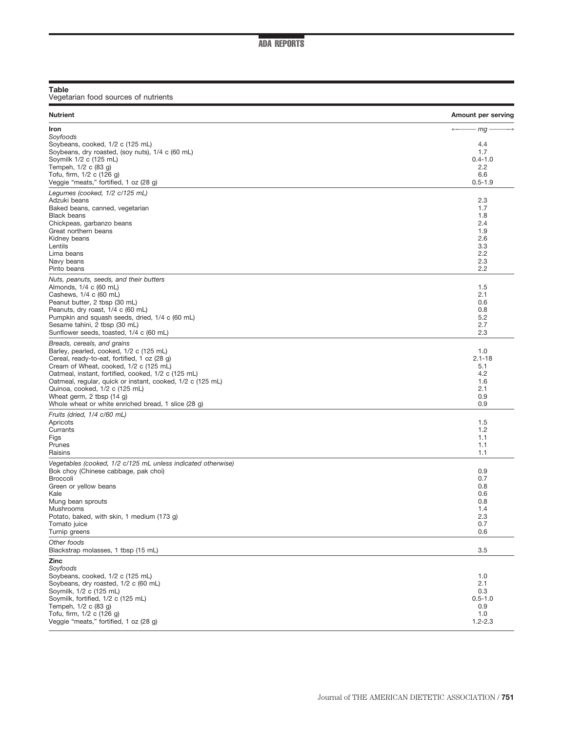**Table**
Vegetarian food sources of nutrients

| Nutrient | Amount per serving |
|---|---|
| **Iron** | ← mg → |
| *Soyfoods* | |
| Soybeans, cooked, 1/2 c (125 mL) | 4.4 |
| Soybeans, dry roasted, (soy nuts), 1/4 c (60 mL) | 1.7 |
| Soymilk 1/2 c (125 mL) | 0.4-1.0 |
| Tempeh, 1/2 c (83 g) | 2.2 |
| Tofu, firm, 1/2 c (126 g) | 6.6 |
| Veggie "meats," fortified, 1 oz (28 g) | 0.5-1.9 |
| *Legumes (cooked, 1/2 c/125 mL)* | |
| Adzuki beans | 2.3 |
| Baked beans, canned, vegetarian | 1.7 |
| Black beans | 1.8 |
| Chickpeas, garbanzo beans | 2.4 |
| Great northern beans | 1.9 |
| Kidney beans | 2.6 |
| Lentils | 3.3 |
| Lima beans | 2.2 |
| Navy beans | 2.3 |
| Pinto beans | 2.2 |
| *Nuts, peanuts, seeds, and their butters* | |
| Almonds, 1/4 c (60 mL) | 1.5 |
| Cashews, 1/4 c (60 mL) | 2.1 |
| Peanut butter, 2 tbsp (30 mL) | 0.6 |
| Peanuts, dry roast, 1/4 c (60 mL) | 0.8 |
| Pumpkin and squash seeds, dried, 1/4 c (60 mL) | 5.2 |
| Sesame tahini, 2 tbsp (30 mL) | 2.7 |
| Sunflower seeds, toasted, 1/4 c (60 mL) | 2.3 |
| *Breads, cereals, and grains* | |
| Barley, pearled, cooked, 1/2 c (125 mL) | 1.0 |
| Cereal, ready-to-eat, fortified, 1 oz (28 g) | 2.1-18 |
| Cream of Wheat, cooked, 1/2 c (125 mL) | 5.1 |
| Oatmeal, instant, fortified, cooked, 1/2 c (125 mL) | 4.2 |
| Oatmeal, regular, quick or instant, cooked, 1/2 c (125 mL) | 1.6 |
| Quinoa, cooked, 1/2 c (125 mL) | 2.1 |
| Wheat germ, 2 tbsp (14 g) | 0.9 |
| Whole wheat or white enriched bread, 1 slice (28 g) | 0.9 |
| *Fruits (dried, 1/4 c/60 mL)* | |
| Apricots | 1.5 |
| Currants | 1.2 |
| Figs | 1.1 |
| Prunes | 1.1 |
| Raisins | 1.1 |
| *Vegetables (cooked, 1/2 c/125 mL unless indicated otherwise)* | |
| Bok choy (Chinese cabbage, pak choi) | 0.9 |
| Broccoli | 0.7 |
| Green or yellow beans | 0.8 |
| Kale | 0.6 |
| Mung bean sprouts | 0.8 |
| Mushrooms | 1.4 |
| Potato, baked, with skin, 1 medium (173 g) | 2.3 |
| Tomato juice | 0.7 |
| Turnip greens | 0.6 |
| *Other foods* | |
| Blackstrap molasses, 1 tbsp (15 mL) | 3.5 |
| **Zinc** | |
| *Soyfoods* | |
| Soybeans, cooked, 1/2 c (125 mL) | 1.0 |
| Soybeans, dry roasted, 1/2 c (60 mL) | 2.1 |
| Soymilk, 1/2 c (125 mL) | 0.3 |
| Soymilk, fortified, 1/2 c (125 mL) | 0.5-1.0 |
| Tempeh, 1/2 c (83 g) | 0.9 |
| Tofu, firm, 1/2 c (126 g) | 1.0 |
| Veggie "meats," fortified, 1 oz (28 g) | 1.2-2.3 |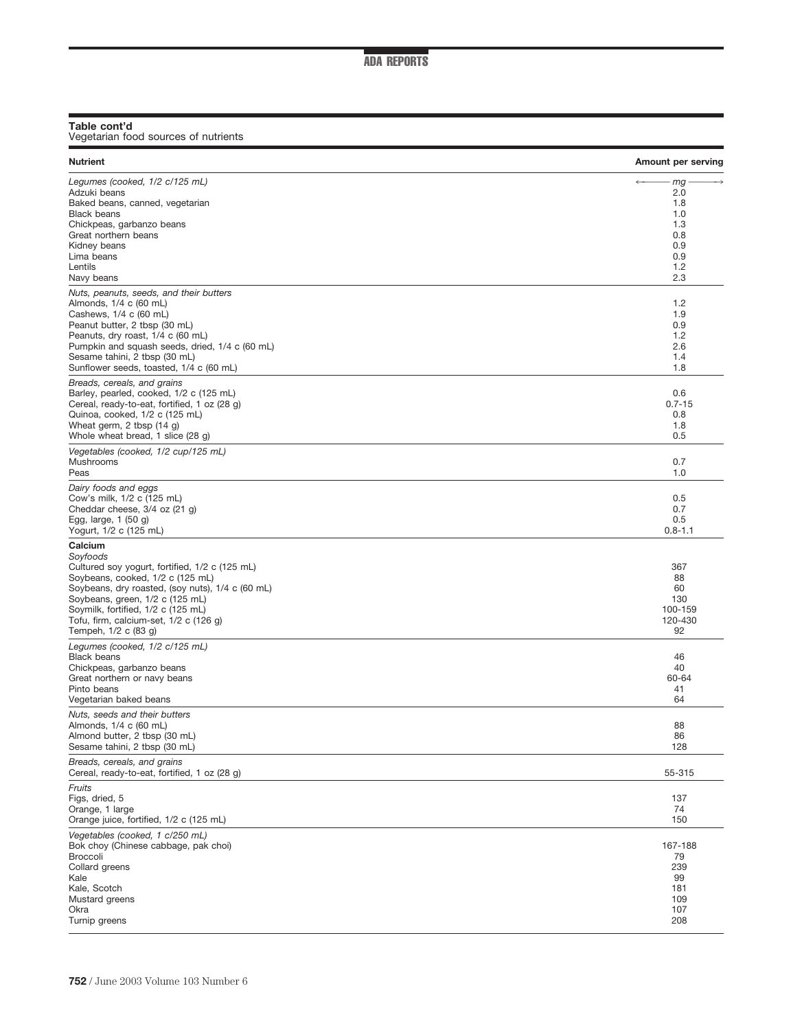**Table cont'd**
Vegetarian food sources of nutrients

| Nutrient | Amount per serving |
|---|---|
| *Legumes (cooked, 1/2 c/125 mL)* | ← mg → |
| Adzuki beans | 2.0 |
| Baked beans, canned, vegetarian | 1.8 |
| Black beans | 1.0 |
| Chickpeas, garbanzo beans | 1.3 |
| Great northern beans | 0.8 |
| Kidney beans | 0.9 |
| Lima beans | 0.9 |
| Lentils | 1.2 |
| Navy beans | 2.3 |
| *Nuts, peanuts, seeds, and their butters* | |
| Almonds, 1/4 c (60 mL) | 1.2 |
| Cashews, 1/4 c (60 mL) | 1.9 |
| Peanut butter, 2 tbsp (30 mL) | 0.9 |
| Peanuts, dry roast, 1/4 c (60 mL) | 1.2 |
| Pumpkin and squash seeds, dried, 1/4 c (60 mL) | 2.6 |
| Sesame tahini, 2 tbsp (30 mL) | 1.4 |
| Sunflower seeds, toasted, 1/4 c (60 mL) | 1.8 |
| *Breads, cereals, and grains* | |
| Barley, pearled, cooked, 1/2 c (125 mL) | 0.6 |
| Cereal, ready-to-eat, fortified, 1 oz (28 g) | 0.7-15 |
| Quinoa, cooked, 1/2 c (125 mL) | 0.8 |
| Wheat germ, 2 tbsp (14 g) | 1.8 |
| Whole wheat bread, 1 slice (28 g) | 0.5 |
| *Vegetables (cooked, 1/2 cup/125 mL)* | |
| Mushrooms | 0.7 |
| Peas | 1.0 |
| *Dairy foods and eggs* | |
| Cow's milk, 1/2 c (125 mL) | 0.5 |
| Cheddar cheese, 3/4 oz (21 g) | 0.7 |
| Egg, large, 1 (50 g) | 0.5 |
| Yogurt, 1/2 c (125 mL) | 0.8-1.1 |
| **Calcium** | |
| *Soyfoods* | |
| Cultured soy yogurt, fortified, 1/2 c (125 mL) | 367 |
| Soybeans, cooked, 1/2 c (125 mL) | 88 |
| Soybeans, dry roasted, (soy nuts), 1/4 c (60 mL) | 60 |
| Soybeans, green, 1/2 c (125 mL) | 130 |
| Soymilk, fortified, 1/2 c (125 mL) | 100-159 |
| Tofu, firm, calcium-set, 1/2 c (126 g) | 120-430 |
| Tempeh, 1/2 c (83 g) | 92 |
| *Legumes (cooked, 1/2 c/125 mL)* | |
| Black beans | 46 |
| Chickpeas, garbanzo beans | 40 |
| Great northern or navy beans | 60-64 |
| Pinto beans | 41 |
| Vegetarian baked beans | 64 |
| *Nuts, seeds and their butters* | |
| Almonds, 1/4 c (60 mL) | 88 |
| Almond butter, 2 tbsp (30 mL) | 86 |
| Sesame tahini, 2 tbsp (30 mL) | 128 |
| *Breads, cereals, and grains* | |
| Cereal, ready-to-eat, fortified, 1 oz (28 g) | 55-315 |
| *Fruits* | |
| Figs, dried, 5 | 137 |
| Orange, 1 large | 74 |
| Orange juice, fortified, 1/2 c (125 mL) | 150 |
| *Vegetables (cooked, 1 c/250 mL)* | |
| Bok choy (Chinese cabbage, pak choi) | 167-188 |
| Broccoli | 79 |
| Collard greens | 239 |
| Kale | 99 |
| Kale, Scotch | 181 |
| Mustard greens | 109 |
| Okra | 107 |
| Turnip greens | 208 |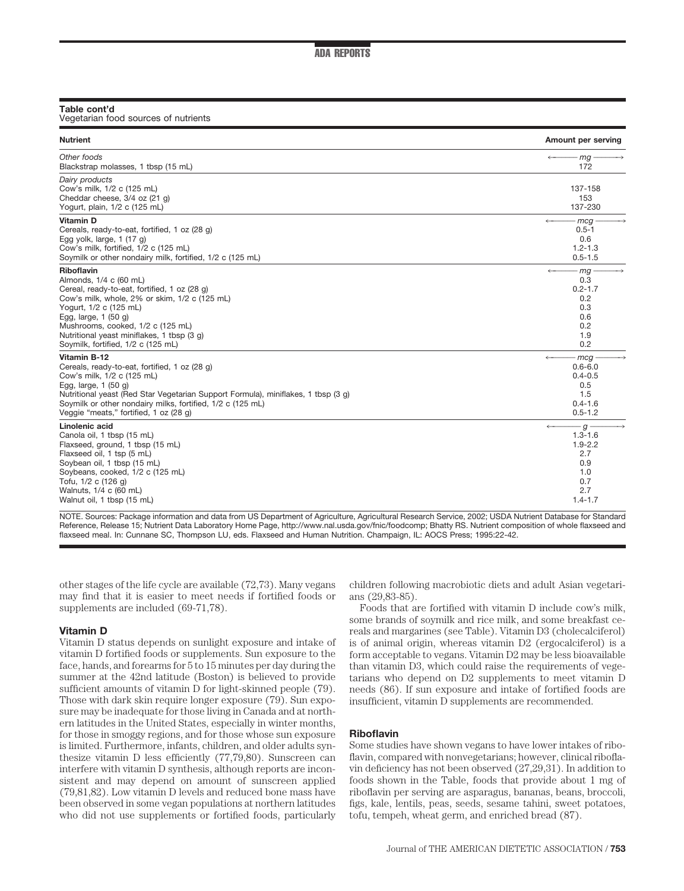**Table cont'd**
Vegetarian food sources of nutrients

| Nutrient | Amount per serving |
|---|---|
| *Other foods* | *mg* |
| Blackstrap molasses, 1 tbsp (15 mL) | 172 |
| *Dairy products* | |
| Cow's milk, 1/2 c (125 mL) | 137-158 |
| Cheddar cheese, 3/4 oz (21 g) | 153 |
| Yogurt, plain, 1/2 c (125 mL) | 137-230 |
| **Vitamin D** | *mcg* |
| Cereals, ready-to-eat, fortified, 1 oz (28 g) | 0.5-1 |
| Egg yolk, large, 1 (17 g) | 0.6 |
| Cow's milk, fortified, 1/2 c (125 mL) | 1.2-1.3 |
| Soymilk or other nondairy milk, fortified, 1/2 c (125 mL) | 0.5-1.5 |
| **Riboflavin** | *mg* |
| Almonds, 1/4 c (60 mL) | 0.3 |
| Cereal, ready-to-eat, fortified, 1 oz (28 g) | 0.2-1.7 |
| Cow's milk, whole, 2% or skim, 1/2 c (125 mL) | 0.2 |
| Yogurt, 1/2 c (125 mL) | 0.3 |
| Egg, large, 1 (50 g) | 0.6 |
| Mushrooms, cooked, 1/2 c (125 mL) | 0.2 |
| Nutritional yeast miniflakes, 1 tbsp (3 g) | 1.9 |
| Soymilk, fortified, 1/2 c (125 mL) | 0.2 |
| **Vitamin B-12** | *mcg* |
| Cereals, ready-to-eat, fortified, 1 oz (28 g) | 0.6-6.0 |
| Cow's milk, 1/2 c (125 mL) | 0.4-0.5 |
| Egg, large, 1 (50 g) | 0.5 |
| Nutritional yeast (Red Star Vegetarian Support Formula), miniflakes, 1 tbsp (3 g) | 1.5 |
| Soymilk or other nondairy milks, fortified, 1/2 c (125 mL) | 0.4-1.6 |
| Veggie "meats," fortified, 1 oz (28 g) | 0.5-1.2 |
| **Linolenic acid** | *g* |
| Canola oil, 1 tbsp (15 mL) | 1.3-1.6 |
| Flaxseed, ground, 1 tbsp (15 mL) | 1.9-2.2 |
| Flaxseed oil, 1 tsp (5 mL) | 2.7 |
| Soybean oil, 1 tbsp (15 mL) | 0.9 |
| Soybeans, cooked, 1/2 c (125 mL) | 1.0 |
| Tofu, 1/2 c (126 g) | 0.7 |
| Walnuts, 1/4 c (60 mL) | 2.7 |
| Walnut oil, 1 tbsp (15 mL) | 1.4-1.7 |

NOTE. Sources: Package information and data from US Department of Agriculture, Agricultural Research Service, 2002; USDA Nutrient Database for Standard Reference, Release 15; Nutrient Data Laboratory Home Page, http://www.nal.usda.gov/fnic/foodcomp; Bhatty RS. Nutrient composition of whole flaxseed and flaxseed meal. In: Cunnane SC, Thompson LU, eds. Flaxseed and Human Nutrition. Champaign, IL: AOCS Press; 1995:22-42.

other stages of the life cycle are available (72,73). Many vegans may find that it is easier to meet needs if fortified foods or supplements are included (69-71,78).

### Vitamin D

Vitamin D status depends on sunlight exposure and intake of vitamin D fortified foods or supplements. Sun exposure to the face, hands, and forearms for 5 to 15 minutes per day during the summer at the 42nd latitude (Boston) is believed to provide sufficient amounts of vitamin D for light-skinned people (79). Those with dark skin require longer exposure (79). Sun exposure may be inadequate for those living in Canada and at northern latitudes in the United States, especially in winter months, for those in smoggy regions, and for those whose sun exposure is limited. Furthermore, infants, children, and older adults synthesize vitamin D less efficiently (77,79,80). Sunscreen can interfere with vitamin D synthesis, although reports are inconsistent and may depend on amount of sunscreen applied (79,81,82). Low vitamin D levels and reduced bone mass have been observed in some vegan populations at northern latitudes who did not use supplements or fortified foods, particularly children following macrobiotic diets and adult Asian vegetarians (29,83-85).

Foods that are fortified with vitamin D include cow's milk, some brands of soymilk and rice milk, and some breakfast cereals and margarines (see Table). Vitamin D3 (cholecalciferol) is of animal origin, whereas vitamin D2 (ergocalciferol) is a form acceptable to vegans. Vitamin D2 may be less bioavailable than vitamin D3, which could raise the requirements of vegetarians who depend on D2 supplements to meet vitamin D needs (86). If sun exposure and intake of fortified foods are insufficient, vitamin D supplements are recommended.

### Riboflavin

Some studies have shown vegans to have lower intakes of riboflavin, compared with nonvegetarians; however, clinical riboflavin deficiency has not been observed (27,29,31). In addition to foods shown in the Table, foods that provide about 1 mg of riboflavin per serving are asparagus, bananas, beans, broccoli, figs, kale, lentils, peas, seeds, sesame tahini, sweet potatoes, tofu, tempeh, wheat germ, and enriched bread (87).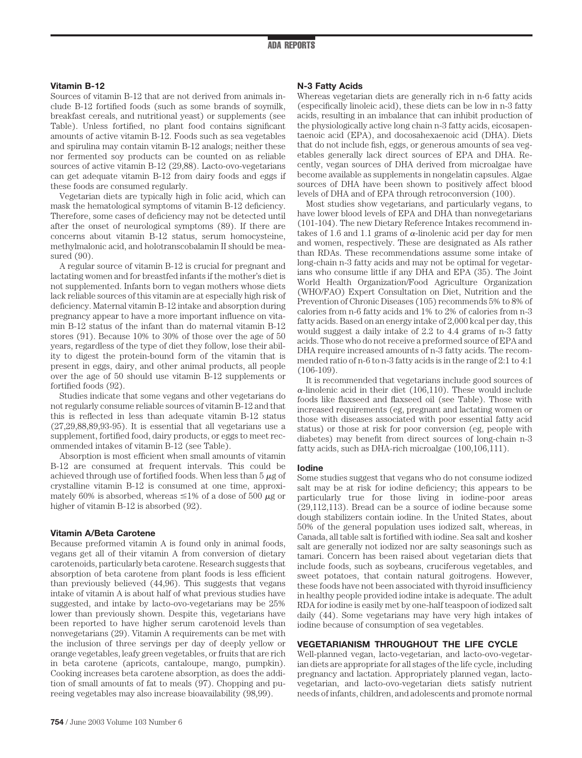### Vitamin B-12

Sources of vitamin B-12 that are not derived from animals include B-12 fortified foods (such as some brands of soymilk, breakfast cereals, and nutritional yeast) or supplements (see Table). Unless fortified, no plant food contains significant amounts of active vitamin B-12. Foods such as sea vegetables and spirulina may contain vitamin B-12 analogs; neither these nor fermented soy products can be counted on as reliable sources of active vitamin B-12 (29,88). Lacto-ovo-vegetarians can get adequate vitamin B-12 from dairy foods and eggs if these foods are consumed regularly.

Vegetarian diets are typically high in folic acid, which can mask the hematological symptoms of vitamin B-12 deficiency. Therefore, some cases of deficiency may not be detected until after the onset of neurological symptoms (89). If there are concerns about vitamin B-12 status, serum homocysteine, methylmalonic acid, and holotranscobalamin II should be measured (90).

A regular source of vitamin B-12 is crucial for pregnant and lactating women and for breastfed infants if the mother's diet is not supplemented. Infants born to vegan mothers whose diets lack reliable sources of this vitamin are at especially high risk of deficiency. Maternal vitamin B-12 intake and absorption during pregnancy appear to have a more important influence on vitamin B-12 status of the infant than do maternal vitamin B-12 stores (91). Because 10% to 30% of those over the age of 50 years, regardless of the type of diet they follow, lose their ability to digest the protein-bound form of the vitamin that is present in eggs, dairy, and other animal products, all people over the age of 50 should use vitamin B-12 supplements or fortified foods (92).

Studies indicate that some vegans and other vegetarians do not regularly consume reliable sources of vitamin B-12 and that this is reflected in less than adequate vitamin B-12 status (27,29,88,89,93-95). It is essential that all vegetarians use a supplement, fortified food, dairy products, or eggs to meet recommended intakes of vitamin B-12 (see Table).

Absorption is most efficient when small amounts of vitamin B-12 are consumed at frequent intervals. This could be achieved through use of fortified foods. When less than 5 $\mu$g of crystalline vitamin B-12 is consumed at one time, approximately 60% is absorbed, whereas $\leq$1% of a dose of 500 $\mu$g or higher of vitamin B-12 is absorbed (92).

### Vitamin A/Beta Carotene

Because preformed vitamin A is found only in animal foods, vegans get all of their vitamin A from conversion of dietary carotenoids, particularly beta carotene. Research suggests that absorption of beta carotene from plant foods is less efficient than previously believed (44,96). This suggests that vegans intake of vitamin A is about half of what previous studies have suggested, and intake by lacto-ovo-vegetarians may be 25% lower than previously shown. Despite this, vegetarians have been reported to have higher serum carotenoid levels than nonvegetarians (29). Vitamin A requirements can be met with the inclusion of three servings per day of deeply yellow or orange vegetables, leafy green vegetables, or fruits that are rich in beta carotene (apricots, cantaloupe, mango, pumpkin). Cooking increases beta carotene absorption, as does the addition of small amounts of fat to meals (97). Chopping and pureeing vegetables may also increase bioavailability (98,99).

### N-3 Fatty Acids

Whereas vegetarian diets are generally rich in n-6 fatty acids (especifically linoleic acid), these diets can be low in n-3 fatty acids, resulting in an imbalance that can inhibit production of the physiologically active long chain n-3 fatty acids, eicosapentaenoic acid (EPA), and docosahexaenoic acid (DHA). Diets that do not include fish, eggs, or generous amounts of sea vegetables generally lack direct sources of EPA and DHA. Recently, vegan sources of DHA derived from microalgae have become available as supplements in nongelatin capsules. Algae sources of DHA have been shown to positively affect blood levels of DHA and of EPA through retroconversion (100).

Most studies show vegetarians, and particularly vegans, to have lower blood levels of EPA and DHA than nonvegetarians (101-104). The new Dietary Reference Intakes recommend intakes of 1.6 and 1.1 grams of $\alpha$-linolenic acid per day for men and women, respectively. These are designated as AIs rather than RDAs. These recommendations assume some intake of long-chain n-3 fatty acids and may not be optimal for vegetarians who consume little if any DHA and EPA (35). The Joint World Health Organization/Food Agriculture Organization (WHO/FAO) Expert Consultation on Diet, Nutrition and the Prevention of Chronic Diseases (105) recommends 5% to 8% of calories from n-6 fatty acids and 1% to 2% of calories from n-3 fatty acids. Based on an energy intake of 2,000 kcal per day, this would suggest a daily intake of 2.2 to 4.4 grams of n-3 fatty acids. Those who do not receive a preformed source of EPA and DHA require increased amounts of n-3 fatty acids. The recommended ratio of n-6 to n-3 fatty acids is in the range of 2:1 to 4:1 (106-109).

It is recommended that vegetarians include good sources of $\alpha$-linolenic acid in their diet (106,110). These would include foods like flaxseed and flaxseed oil (see Table). Those with increased requirements (eg, pregnant and lactating women or those with diseases associated with poor essential fatty acid status) or those at risk for poor conversion (eg, people with diabetes) may benefit from direct sources of long-chain n-3 fatty acids, such as DHA-rich microalgae (100,106,111).

### Iodine

Some studies suggest that vegans who do not consume iodized salt may be at risk for iodine deficiency; this appears to be particularly true for those living in iodine-poor areas (29,112,113). Bread can be a source of iodine because some dough stabilizers contain iodine. In the United States, about 50% of the general population uses iodized salt, whereas, in Canada, all table salt is fortified with iodine. Sea salt and kosher salt are generally not iodized nor are salty seasonings such as tamari. Concern has been raised about vegetarian diets that include foods, such as soybeans, cruciferous vegetables, and sweet potatoes, that contain natural goitrogens. However, these foods have not been associated with thyroid insufficiency in healthy people provided iodine intake is adequate. The adult RDA for iodine is easily met by one-half teaspoon of iodized salt daily (44). Some vegetarians may have very high intakes of iodine because of consumption of sea vegetables.

## VEGETARIANISM THROUGHOUT THE LIFE CYCLE

Well-planned vegan, lacto-vegetarian, and lacto-ovo-vegetarian diets are appropriate for all stages of the life cycle, including pregnancy and lactation. Appropriately planned vegan, lacto-vegetarian, and lacto-ovo-vegetarian diets satisfy nutrient needs of infants, children, and adolescents and promote normal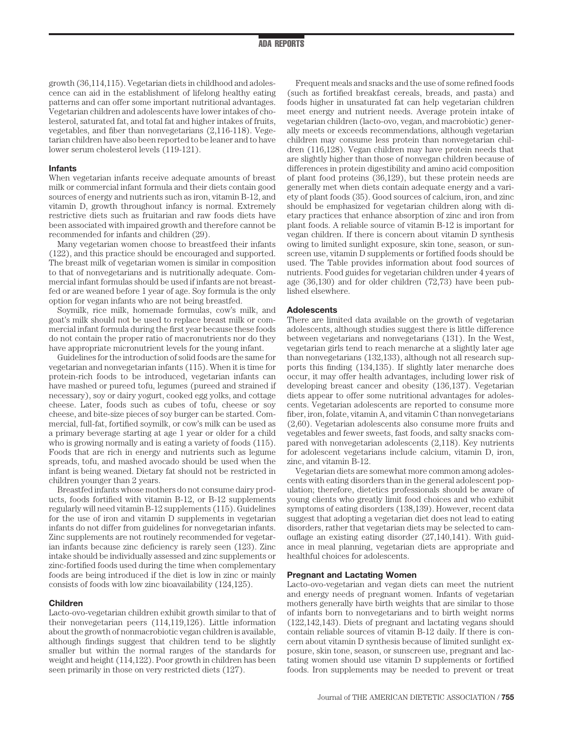growth (36,114,115). Vegetarian diets in childhood and adolescence can aid in the establishment of lifelong healthy eating patterns and can offer some important nutritional advantages. Vegetarian children and adolescents have lower intakes of cholesterol, saturated fat, and total fat and higher intakes of fruits, vegetables, and fiber than nonvegetarians (2,116-118). Vegetarian children have also been reported to be leaner and to have lower serum cholesterol levels (119-121).

### Infants

When vegetarian infants receive adequate amounts of breast milk or commercial infant formula and their diets contain good sources of energy and nutrients such as iron, vitamin B-12, and vitamin D, growth throughout infancy is normal. Extremely restrictive diets such as fruitarian and raw foods diets have been associated with impaired growth and therefore cannot be recommended for infants and children (29).

Many vegetarian women choose to breastfeed their infants (122), and this practice should be encouraged and supported. The breast milk of vegetarian women is similar in composition to that of nonvegetarians and is nutritionally adequate. Commercial infant formulas should be used if infants are not breastfed or are weaned before 1 year of age. Soy formula is the only option for vegan infants who are not being breastfed.

Soymilk, rice milk, homemade formulas, cow's milk, and goat's milk should not be used to replace breast milk or commercial infant formula during the first year because these foods do not contain the proper ratio of macronutrients nor do they have appropriate micronutrient levels for the young infant.

Guidelines for the introduction of solid foods are the same for vegetarian and nonvegetarian infants (115). When it is time for protein-rich foods to be introduced, vegetarian infants can have mashed or pureed tofu, legumes (pureed and strained if necessary), soy or dairy yogurt, cooked egg yolks, and cottage cheese. Later, foods such as cubes of tofu, cheese or soy cheese, and bite-size pieces of soy burger can be started. Commercial, full-fat, fortified soymilk, or cow's milk can be used as a primary beverage starting at age 1 year or older for a child who is growing normally and is eating a variety of foods (115). Foods that are rich in energy and nutrients such as legume spreads, tofu, and mashed avocado should be used when the infant is being weaned. Dietary fat should not be restricted in children younger than 2 years.

Breastfed infants whose mothers do not consume dairy products, foods fortified with vitamin B-12, or B-12 supplements regularly will need vitamin B-12 supplements (115). Guidelines for the use of iron and vitamin D supplements in vegetarian infants do not differ from guidelines for nonvegetarian infants. Zinc supplements are not routinely recommended for vegetarian infants because zinc deficiency is rarely seen (123). Zinc intake should be individually assessed and zinc supplements or zinc-fortified foods used during the time when complementary foods are being introduced if the diet is low in zinc or mainly consists of foods with low zinc bioavailability (124,125).

### Children

Lacto-ovo-vegetarian children exhibit growth similar to that of their nonvegetarian peers (114,119,126). Little information about the growth of nonmacrobiotic vegan children is available, although findings suggest that children tend to be slightly smaller but within the normal ranges of the standards for weight and height (114,122). Poor growth in children has been seen primarily in those on very restricted diets (127).

Frequent meals and snacks and the use of some refined foods (such as fortified breakfast cereals, breads, and pasta) and foods higher in unsaturated fat can help vegetarian children meet energy and nutrient needs. Average protein intake of vegetarian children (lacto-ovo, vegan, and macrobiotic) generally meets or exceeds recommendations, although vegetarian children may consume less protein than nonvegetarian children (116,128). Vegan children may have protein needs that are slightly higher than those of nonvegan children because of differences in protein digestibility and amino acid composition of plant food proteins (36,129), but these protein needs are generally met when diets contain adequate energy and a variety of plant foods (35). Good sources of calcium, iron, and zinc should be emphasized for vegetarian children along with dietary practices that enhance absorption of zinc and iron from plant foods. A reliable source of vitamin B-12 is important for vegan children. If there is concern about vitamin D synthesis owing to limited sunlight exposure, skin tone, season, or sunscreen use, vitamin D supplements or fortified foods should be used. The Table provides information about food sources of nutrients. Food guides for vegetarian children under 4 years of age (36,130) and for older children (72,73) have been published elsewhere.

### Adolescents

There are limited data available on the growth of vegetarian adolescents, although studies suggest there is little difference between vegetarians and nonvegetarians (131). In the West, vegetarian girls tend to reach menarche at a slightly later age than nonvegetarians (132,133), although not all research supports this finding (134,135). If slightly later menarche does occur, it may offer health advantages, including lower risk of developing breast cancer and obesity (136,137). Vegetarian diets appear to offer some nutritional advantages for adolescents. Vegetarian adolescents are reported to consume more fiber, iron, folate, vitamin A, and vitamin C than nonvegetarians (2,60). Vegetarian adolescents also consume more fruits and vegetables and fewer sweets, fast foods, and salty snacks compared with nonvegetarian adolescents (2,118). Key nutrients for adolescent vegetarians include calcium, vitamin D, iron, zinc, and vitamin B-12.

Vegetarian diets are somewhat more common among adolescents with eating disorders than in the general adolescent population; therefore, dietetics professionals should be aware of young clients who greatly limit food choices and who exhibit symptoms of eating disorders (138,139). However, recent data suggest that adopting a vegetarian diet does not lead to eating disorders, rather that vegetarian diets may be selected to camouflage an existing eating disorder (27,140,141). With guidance in meal planning, vegetarian diets are appropriate and healthful choices for adolescents.

### Pregnant and Lactating Women

Lacto-ovo-vegetarian and vegan diets can meet the nutrient and energy needs of pregnant women. Infants of vegetarian mothers generally have birth weights that are similar to those of infants born to nonvegetarians and to birth weight norms (122,142,143). Diets of pregnant and lactating vegans should contain reliable sources of vitamin B-12 daily. If there is concern about vitamin D synthesis because of limited sunlight exposure, skin tone, season, or sunscreen use, pregnant and lactating women should use vitamin D supplements or fortified foods. Iron supplements may be needed to prevent or treat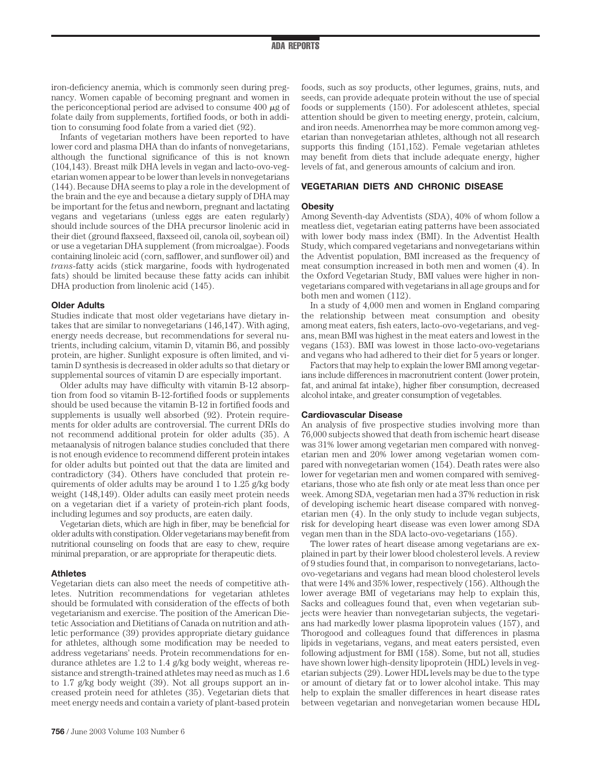iron-deficiency anemia, which is commonly seen during pregnancy. Women capable of becoming pregnant and women in the periconceptional period are advised to consume 400 $\mu$g of folate daily from supplements, fortified foods, or both in addition to consuming food folate from a varied diet (92).

Infants of vegetarian mothers have been reported to have lower cord and plasma DHA than do infants of nonvegetarians, although the functional significance of this is not known (104,143). Breast milk DHA levels in vegan and lacto-ovo-vegetarian women appear to be lower than levels in nonvegetarians (144). Because DHA seems to play a role in the development of the brain and the eye and because a dietary supply of DHA may be important for the fetus and newborn, pregnant and lactating vegans and vegetarians (unless eggs are eaten regularly) should include sources of the DHA precursor linolenic acid in their diet (ground flaxseed, flaxseed oil, canola oil, soybean oil) or use a vegetarian DHA supplement (from microalgae). Foods containing linoleic acid (corn, safflower, and sunflower oil) and *trans*-fatty acids (stick margarine, foods with hydrogenated fats) should be limited because these fatty acids can inhibit DHA production from linolenic acid (145).

### Older Adults

Studies indicate that most older vegetarians have dietary intakes that are similar to nonvegetarians (146,147). With aging, energy needs decrease, but recommendations for several nutrients, including calcium, vitamin D, vitamin B6, and possibly protein, are higher. Sunlight exposure is often limited, and vitamin D synthesis is decreased in older adults so that dietary or supplemental sources of vitamin D are especially important.

Older adults may have difficulty with vitamin B-12 absorption from food so vitamin B-12-fortified foods or supplements should be used because the vitamin B-12 in fortified foods and supplements is usually well absorbed (92). Protein requirements for older adults are controversial. The current DRIs do not recommend additional protein for older adults (35). A metaanalysis of nitrogen balance studies concluded that there is not enough evidence to recommend different protein intakes for older adults but pointed out that the data are limited and contradictory (34). Others have concluded that protein requirements of older adults may be around 1 to 1.25 g/kg body weight (148,149). Older adults can easily meet protein needs on a vegetarian diet if a variety of protein-rich plant foods, including legumes and soy products, are eaten daily.

Vegetarian diets, which are high in fiber, may be beneficial for older adults with constipation. Older vegetarians may benefit from nutritional counseling on foods that are easy to chew, require minimal preparation, or are appropriate for therapeutic diets.

### Athletes

Vegetarian diets can also meet the needs of competitive athletes. Nutrition recommendations for vegetarian athletes should be formulated with consideration of the effects of both vegetarianism and exercise. The position of the American Dietetic Association and Dietitians of Canada on nutrition and athletic performance (39) provides appropriate dietary guidance for athletes, although some modification may be needed to address vegetarians' needs. Protein recommendations for endurance athletes are 1.2 to 1.4 g/kg body weight, whereas resistance and strength-trained athletes may need as much as 1.6 to 1.7 g/kg body weight (39). Not all groups support an increased protein need for athletes (35). Vegetarian diets that meet energy needs and contain a variety of plant-based protein foods, such as soy products, other legumes, grains, nuts, and seeds, can provide adequate protein without the use of special foods or supplements (150). For adolescent athletes, special attention should be given to meeting energy, protein, calcium, and iron needs. Amenorrhea may be more common among vegetarian than nonvegetarian athletes, although not all research supports this finding (151,152). Female vegetarian athletes may benefit from diets that include adequate energy, higher levels of fat, and generous amounts of calcium and iron.

## VEGETARIAN DIETS AND CHRONIC DISEASE

### Obesity

Among Seventh-day Adventists (SDA), 40% of whom follow a meatless diet, vegetarian eating patterns have been associated with lower body mass index (BMI). In the Adventist Health Study, which compared vegetarians and nonvegetarians within the Adventist population, BMI increased as the frequency of meat consumption increased in both men and women (4). In the Oxford Vegetarian Study, BMI values were higher in nonvegetarians compared with vegetarians in all age groups and for both men and women (112).

In a study of 4,000 men and women in England comparing the relationship between meat consumption and obesity among meat eaters, fish eaters, lacto-ovo-vegetarians, and vegans, mean BMI was highest in the meat eaters and lowest in the vegans (153). BMI was lowest in those lacto-ovo-vegetarians and vegans who had adhered to their diet for 5 years or longer.

Factors that may help to explain the lower BMI among vegetarians include differences in macronutrient content (lower protein, fat, and animal fat intake), higher fiber consumption, decreased alcohol intake, and greater consumption of vegetables.

### Cardiovascular Disease

An analysis of five prospective studies involving more than 76,000 subjects showed that death from ischemic heart disease was 31% lower among vegetarian men compared with nonvegetarian men and 20% lower among vegetarian women compared with nonvegetarian women (154). Death rates were also lower for vegetarian men and women compared with semivegetarians, those who ate fish only or ate meat less than once per week. Among SDA, vegetarian men had a 37% reduction in risk of developing ischemic heart disease compared with nonvegetarian men (4). In the only study to include vegan subjects, risk for developing heart disease was even lower among SDA vegan men than in the SDA lacto-ovo-vegetarians (155).

The lower rates of heart disease among vegetarians are explained in part by their lower blood cholesterol levels. A review of 9 studies found that, in comparison to nonvegetarians, lacto-ovo-vegetarians and vegans had mean blood cholesterol levels that were 14% and 35% lower, respectively (156). Although the lower average BMI of vegetarians may help to explain this, Sacks and colleagues found that, even when vegetarian subjects were heavier than nonvegetarian subjects, the vegetarians had markedly lower plasma lipoprotein values (157), and Thorogood and colleagues found that differences in plasma lipids in vegetarians, vegans, and meat eaters persisted, even following adjustment for BMI (158). Some, but not all, studies have shown lower high-density lipoprotein (HDL) levels in vegetarian subjects (29). Lower HDL levels may be due to the type or amount of dietary fat or to lower alcohol intake. This may help to explain the smaller differences in heart disease rates between vegetarian and nonvegetarian women because HDL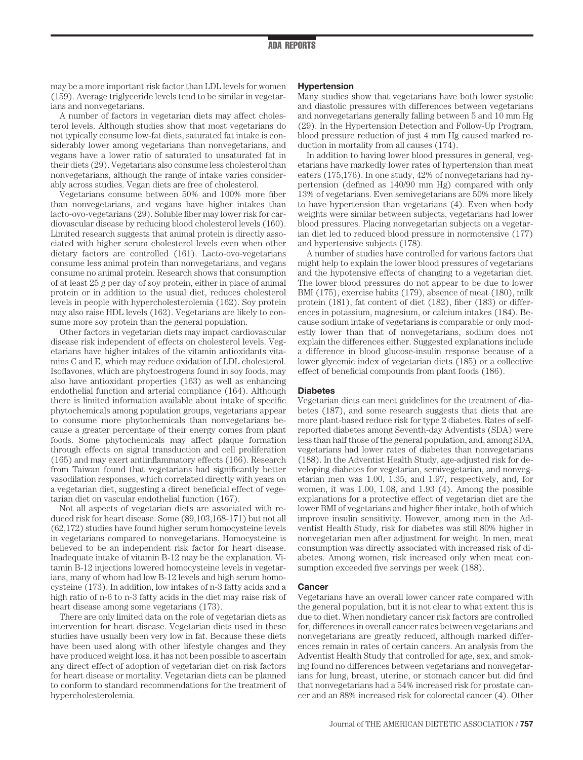may be a more important risk factor than LDL levels for women (159). Average triglyceride levels tend to be similar in vegetarians and nonvegetarians.

A number of factors in vegetarian diets may affect cholesterol levels. Although studies show that most vegetarians do not typically consume low-fat diets, saturated fat intake is considerably lower among vegetarians than nonvegetarians, and vegans have a lower ratio of saturated to unsaturated fat in their diets (29). Vegetarians also consume less cholesterol than nonvegetarians, although the range of intake varies considerably across studies. Vegan diets are free of cholesterol.

Vegetarians consume between 50% and 100% more fiber than nonvegetarians, and vegans have higher intakes than lacto-ovo-vegetarians (29). Soluble fiber may lower risk for cardiovascular disease by reducing blood cholesterol levels (160). Limited research suggests that animal protein is directly associated with higher serum cholesterol levels even when other dietary factors are controlled (161). Lacto-ovo-vegetarians consume less animal protein than nonvegetarians, and vegans consume no animal protein. Research shows that consumption of at least 25 g per day of soy protein, either in place of animal protein or in addition to the usual diet, reduces cholesterol levels in people with hypercholesterolemia (162). Soy protein may also raise HDL levels (162). Vegetarians are likely to consume more soy protein than the general population.

Other factors in vegetarian diets may impact cardiovascular disease risk independent of effects on cholesterol levels. Vegetarians have higher intakes of the vitamin antioxidants vitamins C and E, which may reduce oxidation of LDL cholesterol. Isoflavones, which are phytoestrogens found in soy foods, may also have antioxidant properties (163) as well as enhancing endothelial function and arterial compliance (164). Although there is limited information available about intake of specific phytochemicals among population groups, vegetarians appear to consume more phytochemicals than nonvegetarians because a greater percentage of their energy comes from plant foods. Some phytochemicals may affect plaque formation through effects on signal transduction and cell proliferation (165) and may exert antiinflammatory effects (166). Research from Taiwan found that vegetarians had significantly better vasodilation responses, which correlated directly with years on a vegetarian diet, suggesting a direct beneficial effect of vegetarian diet on vascular endothelial function (167).

Not all aspects of vegetarian diets are associated with reduced risk for heart disease. Some (89,103,168-171) but not all (62,172) studies have found higher serum homocysteine levels in vegetarians compared to nonvegetarians. Homocysteine is believed to be an independent risk factor for heart disease. Inadequate intake of vitamin B-12 may be the explanation. Vitamin B-12 injections lowered homocysteine levels in vegetarians, many of whom had low B-12 levels and high serum homocysteine (173). In addition, low intakes of n-3 fatty acids and a high ratio of n-6 to n-3 fatty acids in the diet may raise risk of heart disease among some vegetarians (173).

There are only limited data on the role of vegetarian diets as intervention for heart disease. Vegetarian diets used in these studies have usually been very low in fat. Because these diets have been used along with other lifestyle changes and they have produced weight loss, it has not been possible to ascertain any direct effect of adoption of vegetarian diet on risk factors for heart disease or mortality. Vegetarian diets can be planned to conform to standard recommendations for the treatment of hypercholesterolemia.

### Hypertension

Many studies show that vegetarians have both lower systolic and diastolic pressures with differences between vegetarians and nonvegetarians generally falling between 5 and 10 mm Hg (29). In the Hypertension Detection and Follow-Up Program, blood pressure reduction of just 4 mm Hg caused marked reduction in mortality from all causes (174).

In addition to having lower blood pressures in general, vegetarians have markedly lower rates of hypertension than meat eaters (175,176). In one study, 42% of nonvegetarians had hypertension (defined as 140/90 mm Hg) compared with only 13% of vegetarians. Even semivegetarians are 50% more likely to have hypertension than vegetarians (4). Even when body weights were similar between subjects, vegetarians had lower blood pressures. Placing nonvegetarian subjects on a vegetarian diet led to reduced blood pressure in normotensive (177) and hypertensive subjects (178).

A number of studies have controlled for various factors that might help to explain the lower blood pressures of vegetarians and the hypotensive effects of changing to a vegetarian diet. The lower blood pressures do not appear to be due to lower BMI (175), exercise habits (179), absence of meat (180), milk protein (181), fat content of diet (182), fiber (183) or differences in potassium, magnesium, or calcium intakes (184). Because sodium intake of vegetarians is comparable or only modestly lower than that of nonvegetarians, sodium does not explain the differences either. Suggested explanations include a difference in blood glucose-insulin response because of a lower glycemic index of vegetarian diets (185) or a collective effect of beneficial compounds from plant foods (186).

### Diabetes

Vegetarian diets can meet guidelines for the treatment of diabetes (187), and some research suggests that diets that are more plant-based reduce risk for type 2 diabetes. Rates of self-reported diabetes among Seventh-day Adventists (SDA) were less than half those of the general population, and, among SDA, vegetarians had lower rates of diabetes than nonvegetarians (188). In the Adventist Health Study, age-adjusted risk for developing diabetes for vegetarian, semivegetarian, and nonvegetarian men was 1.00, 1.35, and 1.97, respectively, and, for women, it was 1.00, 1.08, and 1.93 (4). Among the possible explanations for a protective effect of vegetarian diet are the lower BMI of vegetarians and higher fiber intake, both of which improve insulin sensitivity. However, among men in the Adventist Health Study, risk for diabetes was still 80% higher in nonvegetarian men after adjustment for weight. In men, meat consumption was directly associated with increased risk of diabetes. Among women, risk increased only when meat consumption exceeded five servings per week (188).

### Cancer

Vegetarians have an overall lower cancer rate compared with the general population, but it is not clear to what extent this is due to diet. When nondietary cancer risk factors are controlled for, differences in overall cancer rates between vegetarians and nonvegetarians are greatly reduced, although marked differences remain in rates of certain cancers. An analysis from the Adventist Health Study that controlled for age, sex, and smoking found no differences between vegetarians and nonvegetarians for lung, breast, uterine, or stomach cancer but did find that nonvegetarians had a 54% increased risk for prostate cancer and an 88% increased risk for colorectal cancer (4). Other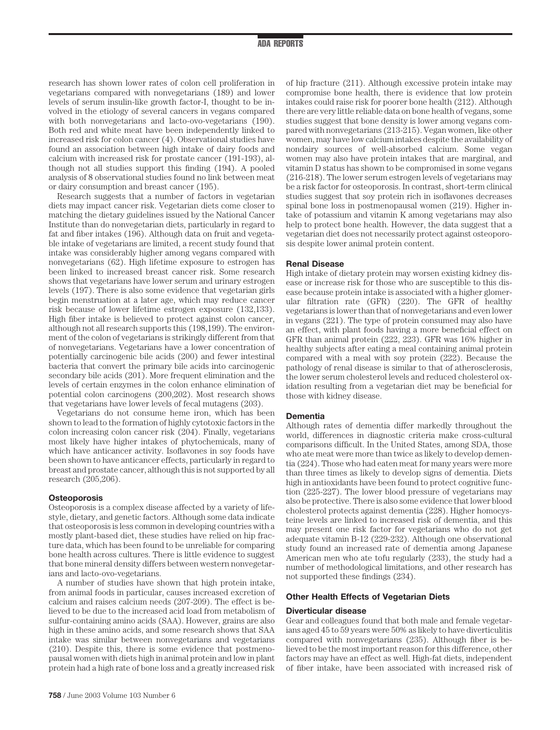research has shown lower rates of colon cell proliferation in vegetarians compared with nonvegetarians (189) and lower levels of serum insulin-like growth factor-I, thought to be involved in the etiology of several cancers in vegans compared with both nonvegetarians and lacto-ovo-vegetarians (190). Both red and white meat have been independently linked to increased risk for colon cancer (4). Observational studies have found an association between high intake of dairy foods and calcium with increased risk for prostate cancer (191-193), although not all studies support this finding (194). A pooled analysis of 8 observational studies found no link between meat or dairy consumption and breast cancer (195).

Research suggests that a number of factors in vegetarian diets may impact cancer risk. Vegetarian diets come closer to matching the dietary guidelines issued by the National Cancer Institute than do nonvegetarian diets, particularly in regard to fat and fiber intakes (196). Although data on fruit and vegetable intake of vegetarians are limited, a recent study found that intake was considerably higher among vegans compared with nonvegetarians (62). High lifetime exposure to estrogen has been linked to increased breast cancer risk. Some research shows that vegetarians have lower serum and urinary estrogen levels (197). There is also some evidence that vegetarian girls begin menstruation at a later age, which may reduce cancer risk because of lower lifetime estrogen exposure (132,133). High fiber intake is believed to protect against colon cancer, although not all research supports this (198,199). The environment of the colon of vegetarians is strikingly different from that of nonvegetarians. Vegetarians have a lower concentration of potentially carcinogenic bile acids (200) and fewer intestinal bacteria that convert the primary bile acids into carcinogenic secondary bile acids (201). More frequent elimination and the levels of certain enzymes in the colon enhance elimination of potential colon carcinogens (200,202). Most research shows that vegetarians have lower levels of fecal mutagens (203).

Vegetarians do not consume heme iron, which has been shown to lead to the formation of highly cytotoxic factors in the colon increasing colon cancer risk (204). Finally, vegetarians most likely have higher intakes of phytochemicals, many of which have anticancer activity. Isoflavones in soy foods have been shown to have anticancer effects, particularly in regard to breast and prostate cancer, although this is not supported by all research (205,206).

### Osteoporosis

Osteoporosis is a complex disease affected by a variety of lifestyle, dietary, and genetic factors. Although some data indicate that osteoporosis is less common in developing countries with a mostly plant-based diet, these studies have relied on hip fracture data, which has been found to be unreliable for comparing bone health across cultures. There is little evidence to suggest that bone mineral density differs between western nonvegetarians and lacto-ovo-vegetarians.

A number of studies have shown that high protein intake, from animal foods in particular, causes increased excretion of calcium and raises calcium needs (207-209). The effect is believed to be due to the increased acid load from metabolism of sulfur-containing amino acids (SAA). However, grains are also high in these amino acids, and some research shows that SAA intake was similar between nonvegetarians and vegetarians (210). Despite this, there is some evidence that postmenopausal women with diets high in animal protein and low in plant protein had a high rate of bone loss and a greatly increased risk of hip fracture (211). Although excessive protein intake may compromise bone health, there is evidence that low protein intakes could raise risk for poorer bone health (212). Although there are very little reliable data on bone health of vegans, some studies suggest that bone density is lower among vegans compared with nonvegetarians (213-215). Vegan women, like other women, may have low calcium intakes despite the availability of nondairy sources of well-absorbed calcium. Some vegan women may also have protein intakes that are marginal, and vitamin D status has shown to be compromised in some vegans (216-218). The lower serum estrogen levels of vegetarians may be a risk factor for osteoporosis. In contrast, short-term clinical studies suggest that soy protein rich in isoflavones decreases spinal bone loss in postmenopausal women (219). Higher intake of potassium and vitamin K among vegetarians may also help to protect bone health. However, the data suggest that a vegetarian diet does not necessarily protect against osteoporosis despite lower animal protein content.

### Renal Disease

High intake of dietary protein may worsen existing kidney disease or increase risk for those who are susceptible to this disease because protein intake is associated with a higher glomerular filtration rate (GFR) (220). The GFR of healthy vegetarians is lower than that of nonvegetarians and even lower in vegans (221). The type of protein consumed may also have an effect, with plant foods having a more beneficial effect on GFR than animal protein (222, 223). GFR was 16% higher in healthy subjects after eating a meal containing animal protein compared with a meal with soy protein (222). Because the pathology of renal disease is similar to that of atherosclerosis, the lower serum cholesterol levels and reduced cholesterol oxidation resulting from a vegetarian diet may be beneficial for those with kidney disease.

### Dementia

Although rates of dementia differ markedly throughout the world, differences in diagnostic criteria make cross-cultural comparisons difficult. In the United States, among SDA, those who ate meat were more than twice as likely to develop dementia (224). Those who had eaten meat for many years were more than three times as likely to develop signs of dementia. Diets high in antioxidants have been found to protect cognitive function (225-227). The lower blood pressure of vegetarians may also be protective. There is also some evidence that lower blood cholesterol protects against dementia (228). Higher homocysteine levels are linked to increased risk of dementia, and this may present one risk factor for vegetarians who do not get adequate vitamin B-12 (229-232). Although one observational study found an increased rate of dementia among Japanese American men who ate tofu regularly (233), the study had a number of methodological limitations, and other research has not supported these findings (234).

### Other Health Effects of Vegetarian Diets

#### Diverticular disease

Gear and colleagues found that both male and female vegetarians aged 45 to 59 years were 50% as likely to have diverticulitis compared with nonvegetarians (235). Although fiber is believed to be the most important reason for this difference, other factors may have an effect as well. High-fat diets, independent of fiber intake, have been associated with increased risk of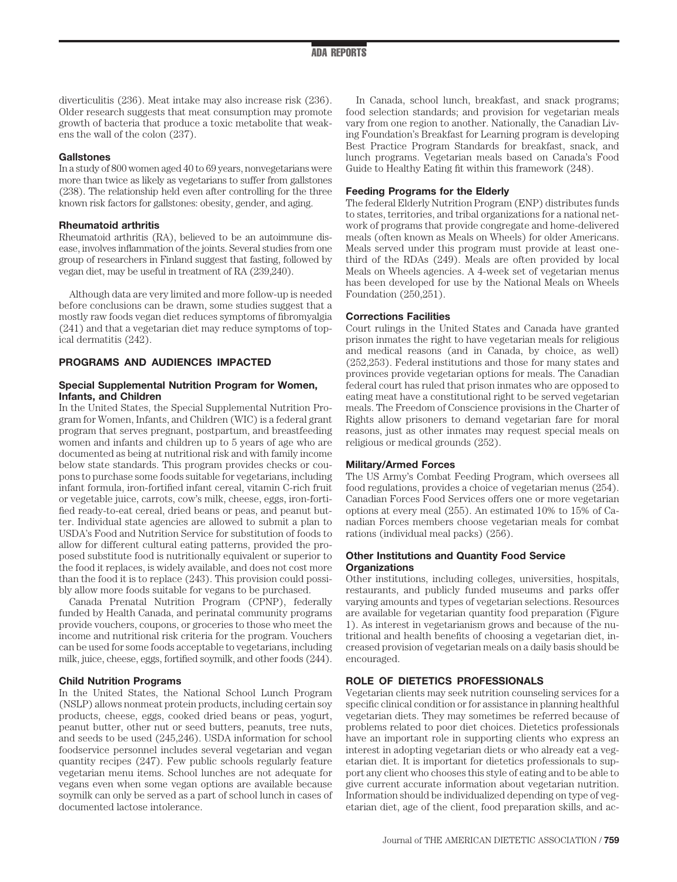diverticulitis (236). Meat intake may also increase risk (236). Older research suggests that meat consumption may promote growth of bacteria that produce a toxic metabolite that weakens the wall of the colon (237).

### Gallstones

In a study of 800 women aged 40 to 69 years, nonvegetarians were more than twice as likely as vegetarians to suffer from gallstones (238). The relationship held even after controlling for the three known risk factors for gallstones: obesity, gender, and aging.

### Rheumatoid arthritis

Rheumatoid arthritis (RA), believed to be an autoimmune disease, involves inflammation of the joints. Several studies from one group of researchers in Finland suggest that fasting, followed by vegan diet, may be useful in treatment of RA (239,240).

Although data are very limited and more follow-up is needed before conclusions can be drawn, some studies suggest that a mostly raw foods vegan diet reduces symptoms of fibromyalgia (241) and that a vegetarian diet may reduce symptoms of topical dermatitis (242).

## PROGRAMS AND AUDIENCES IMPACTED

### Special Supplemental Nutrition Program for Women, Infants, and Children

In the United States, the Special Supplemental Nutrition Program for Women, Infants, and Children (WIC) is a federal grant program that serves pregnant, postpartum, and breastfeeding women and infants and children up to 5 years of age who are documented as being at nutritional risk and with family income below state standards. This program provides checks or coupons to purchase some foods suitable for vegetarians, including infant formula, iron-fortified infant cereal, vitamin C-rich fruit or vegetable juice, carrots, cow's milk, cheese, eggs, iron-fortified ready-to-eat cereal, dried beans or peas, and peanut butter. Individual state agencies are allowed to submit a plan to USDA's Food and Nutrition Service for substitution of foods to allow for different cultural eating patterns, provided the proposed substitute food is nutritionally equivalent or superior to the food it replaces, is widely available, and does not cost more than the food it is to replace (243). This provision could possibly allow more foods suitable for vegans to be purchased.

Canada Prenatal Nutrition Program (CPNP), federally funded by Health Canada, and perinatal community programs provide vouchers, coupons, or groceries to those who meet the income and nutritional risk criteria for the program. Vouchers can be used for some foods acceptable to vegetarians, including milk, juice, cheese, eggs, fortified soymilk, and other foods (244).

### Child Nutrition Programs

In the United States, the National School Lunch Program (NSLP) allows nonmeat protein products, including certain soy products, cheese, eggs, cooked dried beans or peas, yogurt, peanut butter, other nut or seed butters, peanuts, tree nuts, and seeds to be used (245,246). USDA information for school foodservice personnel includes several vegetarian and vegan quantity recipes (247). Few public schools regularly feature vegetarian menu items. School lunches are not adequate for vegans even when some vegan options are available because soymilk can only be served as a part of school lunch in cases of documented lactose intolerance.

In Canada, school lunch, breakfast, and snack programs; food selection standards; and provision for vegetarian meals vary from one region to another. Nationally, the Canadian Living Foundation's Breakfast for Learning program is developing Best Practice Program Standards for breakfast, snack, and lunch programs. Vegetarian meals based on Canada's Food Guide to Healthy Eating fit within this framework (248).

### Feeding Programs for the Elderly

The federal Elderly Nutrition Program (ENP) distributes funds to states, territories, and tribal organizations for a national network of programs that provide congregate and home-delivered meals (often known as Meals on Wheels) for older Americans. Meals served under this program must provide at least one-third of the RDAs (249). Meals are often provided by local Meals on Wheels agencies. A 4-week set of vegetarian menus has been developed for use by the National Meals on Wheels Foundation (250,251).

### Corrections Facilities

Court rulings in the United States and Canada have granted prison inmates the right to have vegetarian meals for religious and medical reasons (and in Canada, by choice, as well) (252,253). Federal institutions and those for many states and provinces provide vegetarian options for meals. The Canadian federal court has ruled that prison inmates who are opposed to eating meat have a constitutional right to be served vegetarian meals. The Freedom of Conscience provisions in the Charter of Rights allow prisoners to demand vegetarian fare for moral reasons, just as other inmates may request special meals on religious or medical grounds (252).

### Military/Armed Forces

The US Army's Combat Feeding Program, which oversees all food regulations, provides a choice of vegetarian menus (254). Canadian Forces Food Services offers one or more vegetarian options at every meal (255). An estimated 10% to 15% of Canadian Forces members choose vegetarian meals for combat rations (individual meal packs) (256).

### Other Institutions and Quantity Food Service Organizations

Other institutions, including colleges, universities, hospitals, restaurants, and publicly funded museums and parks offer varying amounts and types of vegetarian selections. Resources are available for vegetarian quantity food preparation (Figure 1). As interest in vegetarianism grows and because of the nutritional and health benefits of choosing a vegetarian diet, increased provision of vegetarian meals on a daily basis should be encouraged.

## ROLE OF DIETETICS PROFESSIONALS

Vegetarian clients may seek nutrition counseling services for a specific clinical condition or for assistance in planning healthful vegetarian diets. They may sometimes be referred because of problems related to poor diet choices. Dietetics professionals have an important role in supporting clients who express an interest in adopting vegetarian diets or who already eat a vegetarian diet. It is important for dietetics professionals to support any client who chooses this style of eating and to be able to give current accurate information about vegetarian nutrition. Information should be individualized depending on type of vegetarian diet, age of the client, food preparation skills, and ac-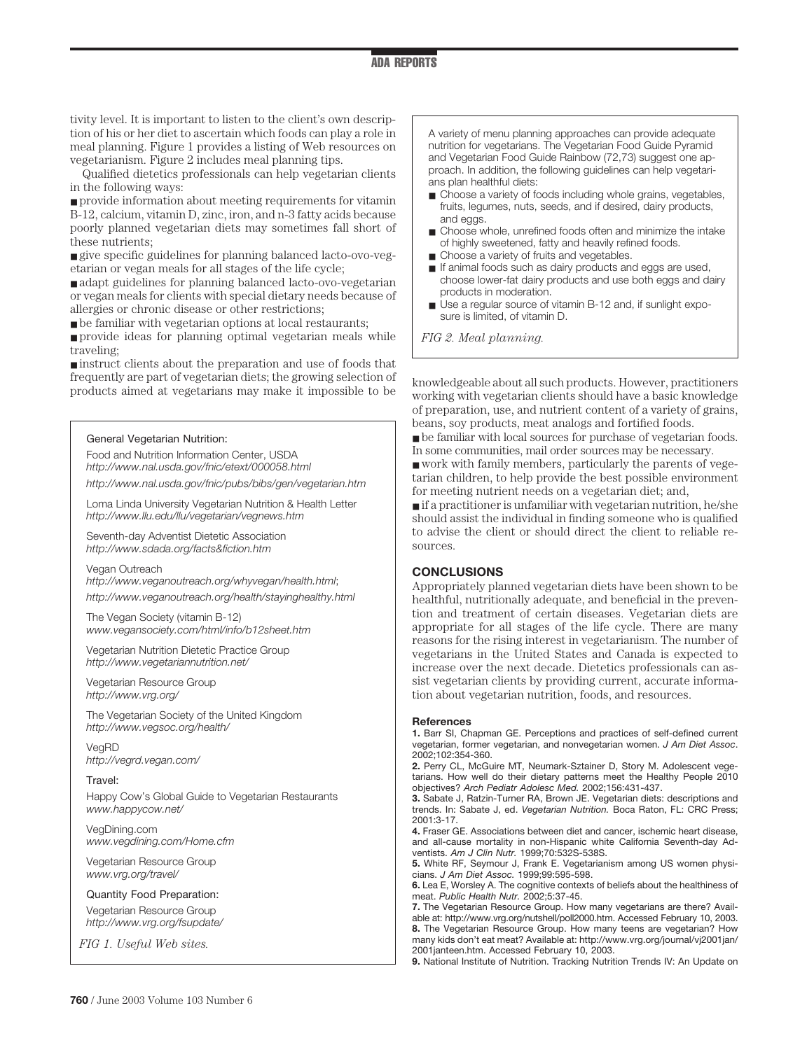tivity level. It is important to listen to the client's own description of his or her diet to ascertain which foods can play a role in meal planning. Figure 1 provides a listing of Web resources on vegetarianism. Figure 2 includes meal planning tips.

Qualified dietetics professionals can help vegetarian clients in the following ways:

- provide information about meeting requirements for vitamin B-12, calcium, vitamin D, zinc, iron, and n-3 fatty acids because poorly planned vegetarian diets may sometimes fall short of these nutrients;
- give specific guidelines for planning balanced lacto-ovo-vegetarian or vegan meals for all stages of the life cycle;
- adapt guidelines for planning balanced lacto-ovo-vegetarian or vegan meals for clients with special dietary needs because of allergies or chronic disease or other restrictions;
- be familiar with vegetarian options at local restaurants;
- provide ideas for planning optimal vegetarian meals while traveling;
- instruct clients about the preparation and use of foods that frequently are part of vegetarian diets; the growing selection of products aimed at vegetarians may make it impossible to be knowledgeable about all such products. However, practitioners working with vegetarian clients should have a basic knowledge of preparation, use, and nutrient content of a variety of grains, beans, soy products, meat analogs and fortified foods.
- be familiar with local sources for purchase of vegetarian foods. In some communities, mail order sources may be necessary.
- work with family members, particularly the parents of vegetarian children, to help provide the best possible environment for meeting nutrient needs on a vegetarian diet; and,
- if a practitioner is unfamiliar with vegetarian nutrition, he/she should assist the individual in finding someone who is qualified to advise the client or should direct the client to reliable resources.

General Vegetarian Nutrition:

Food and Nutrition Information Center, USDA
*http://www.nal.usda.gov/fnic/etext/000058.html*

*http://www.nal.usda.gov/fnic/pubs/bibs/gen/vegetarian.htm*

Loma Linda University Vegetarian Nutrition & Health Letter
*http://www.llu.edu/llu/vegetarian/vegnews.htm*

Seventh-day Adventist Dietetic Association
*http://www.sdada.org/facts&fiction.htm*

Vegan Outreach
*http://www.veganoutreach.org/whyvegan/health.html*;
*http://www.veganoutreach.org/health/stayinghealthy.html*

The Vegan Society (vitamin B-12)
*www.vegansociety.com/html/info/b12sheet.htm*

Vegetarian Nutrition Dietetic Practice Group
*http://www.vegetariannutrition.net/*

Vegetarian Resource Group
*http://www.vrg.org/*

The Vegetarian Society of the United Kingdom
*http://www.vegsoc.org/health/*

VegRD
*http://vegrd.vegan.com/*

Travel:

Happy Cow's Global Guide to Vegetarian Restaurants
*www.happycow.net/*

VegDining.com
*www.vegdining.com/Home.cfm*

Vegetarian Resource Group
*www.vrg.org/travel/*

Quantity Food Preparation:

Vegetarian Resource Group
*http://www.vrg.org/fsupdate/*

*FIG 1. Useful Web sites.*

A variety of menu planning approaches can provide adequate nutrition for vegetarians. The Vegetarian Food Guide Pyramid and Vegetarian Food Guide Rainbow (72,73) suggest one approach. In addition, the following guidelines can help vegetarians plan healthful diets:

- Choose a variety of foods including whole grains, vegetables, fruits, legumes, nuts, seeds, and if desired, dairy products, and eggs.
- Choose whole, unrefined foods often and minimize the intake of highly sweetened, fatty and heavily refined foods.
- Choose a variety of fruits and vegetables.
- If animal foods such as dairy products and eggs are used, choose lower-fat dairy products and use both eggs and dairy products in moderation.
- Use a regular source of vitamin B-12 and, if sunlight exposure is limited, of vitamin D.

*FIG 2. Meal planning.*

## CONCLUSIONS

Appropriately planned vegetarian diets have been shown to be healthful, nutritionally adequate, and beneficial in the prevention and treatment of certain diseases. Vegetarian diets are appropriate for all stages of the life cycle. There are many reasons for the rising interest in vegetarianism. The number of vegetarians in the United States and Canada is expected to increase over the next decade. Dietetics professionals can assist vegetarian clients by providing current, accurate information about vegetarian nutrition, foods, and resources.

### References

**1.** Barr SI, Chapman GE. Perceptions and practices of self-defined current vegetarian, former vegetarian, and nonvegetarian women. *J Am Diet Assoc*. 2002;102:354-360.

**2.** Perry CL, McGuire MT, Neumark-Sztainer D, Story M. Adolescent vegetarians. How well do their dietary patterns meet the Healthy People 2010 objectives? *Arch Pediatr Adolesc Med.* 2002;156:431-437.

**3.** Sabate J, Ratzin-Turner RA, Brown JE. Vegetarian diets: descriptions and trends. In: Sabate J, ed. *Vegetarian Nutrition.* Boca Raton, FL: CRC Press; 2001:3-17.

**4.** Fraser GE. Associations between diet and cancer, ischemic heart disease, and all-cause mortality in non-Hispanic white California Seventh-day Adventists. *Am J Clin Nutr.* 1999;70:532S-538S.

**5.** White RF, Seymour J, Frank E. Vegetarianism among US women physicians. *J Am Diet Assoc.* 1999;99:595-598.

**6.** Lea E, Worsley A. The cognitive contexts of beliefs about the healthiness of meat. *Public Health Nutr.* 2002;5:37-45.

**7.** The Vegetarian Resource Group. How many vegetarians are there? Available at: http://www.vrg.org/nutshell/poll2000.htm. Accessed February 10, 2003.

**8.** The Vegetarian Resource Group. How many teens are vegetarian? How many kids don't eat meat? Available at: http://www.vrg.org/journal/vj2001jan/2001janteen.htm. Accessed February 10, 2003.

**9.** National Institute of Nutrition. Tracking Nutrition Trends IV: An Update on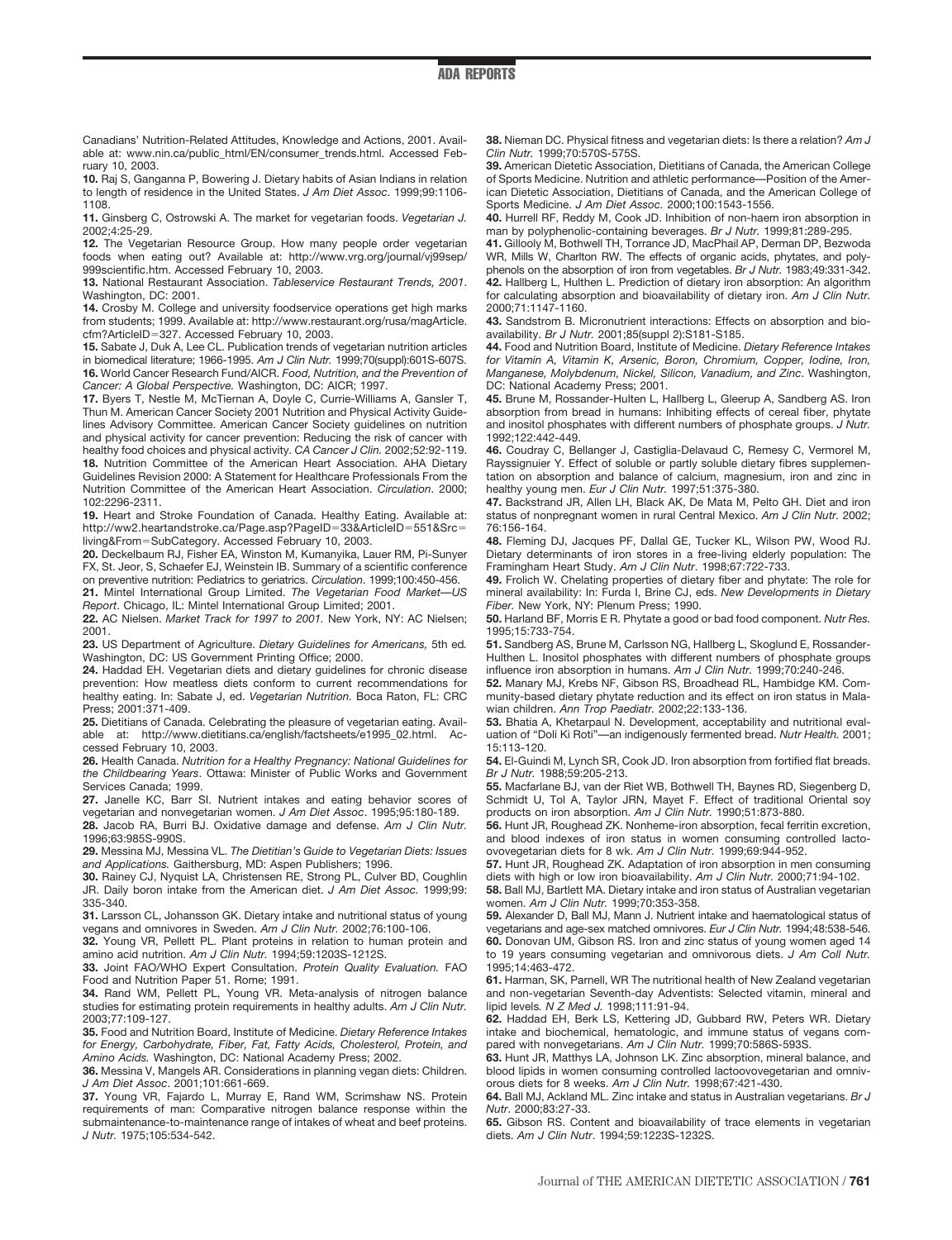Canadians' Nutrition-Related Attitudes, Knowledge and Actions, 2001. Available at: www.nin.ca/public_html/EN/consumer_trends.html. Accessed February 10, 2003.

**10.** Raj S, Ganganna P, Bowering J. Dietary habits of Asian Indians in relation to length of residence in the United States. *J Am Diet Assoc.* 1999;99:1106-1108.

**11.** Ginsberg C, Ostrowski A. The market for vegetarian foods. *Vegetarian J.* 2002;4:25-29.

**12.** The Vegetarian Resource Group. How many people order vegetarian foods when eating out? Available at: http://www.vrg.org/journal/vj99sep/999scientific.htm. Accessed February 10, 2003.

**13.** National Restaurant Association. *Tableservice Restaurant Trends, 2001*. Washington, DC: 2001.

**14.** Crosby M. College and university foodservice operations get high marks from students; 1999. Available at: http://www.restaurant.org/rusa/magArticle.cfm?ArticleID=327. Accessed February 10, 2003.

**15.** Sabate J, Duk A, Lee CL. Publication trends of vegetarian nutrition articles in biomedical literature; 1966-1995. *Am J Clin Nutr.* 1999;70(suppl):601S-607S.

**16.** World Cancer Research Fund/AICR. *Food, Nutrition, and the Prevention of Cancer: A Global Perspective.* Washington, DC: AICR; 1997.

**17.** Byers T, Nestle M, McTiernan A, Doyle C, Currie-Williams A, Gansler T, Thun M. American Cancer Society 2001 Nutrition and Physical Activity Guidelines Advisory Committee. American Cancer Society guidelines on nutrition and physical activity for cancer prevention: Reducing the risk of cancer with healthy food choices and physical activity. *CA Cancer J Clin.* 2002;52:92-119.

**18.** Nutrition Committee of the American Heart Association. AHA Dietary Guidelines Revision 2000: A Statement for Healthcare Professionals From the Nutrition Committee of the American Heart Association. *Circulation*. 2000; 102:2296-2311.

**19.** Heart and Stroke Foundation of Canada. Healthy Eating. Available at: http://ww2.heartandstroke.ca/Page.asp?PageID=33&ArticleID=551&Src=living&From=SubCategory. Accessed February 10, 2003.

**20.** Deckelbaum RJ, Fisher EA, Winston M, Kumanyika, Lauer RM, Pi-Sunyer FX, St. Jeor, S, Schaefer EJ, Weinstein IB. Summary of a scientific conference on preventive nutrition: Pediatrics to geriatrics. *Circulation*. 1999;100:450-456.

**21.** Mintel International Group Limited. *The Vegetarian Food Market—US Report*. Chicago, IL: Mintel International Group Limited; 2001.

**22.** AC Nielsen. *Market Track for 1997 to 2001.* New York, NY: AC Nielsen; 2001.

**23.** US Department of Agriculture. *Dietary Guidelines for Americans,* 5th ed*.* Washington, DC: US Government Printing Office; 2000.

**24.** Haddad EH. Vegetarian diets and dietary guidelines for chronic disease prevention: How meatless diets conform to current recommendations for healthy eating. In: Sabate J, ed. *Vegetarian Nutrition.* Boca Raton, FL: CRC Press; 2001:371-409.

**25.** Dietitians of Canada. Celebrating the pleasure of vegetarian eating. Available at: http://www.dietitians.ca/english/factsheets/e1995_02.html. Accessed February 10, 2003.

**26.** Health Canada. *Nutrition for a Healthy Pregnancy: National Guidelines for the Childbearing Years*. Ottawa: Minister of Public Works and Government Services Canada; 1999.

**27.** Janelle KC, Barr SI. Nutrient intakes and eating behavior scores of vegetarian and nonvegetarian women. *J Am Diet Assoc*. 1995;95:180-189.

**28.** Jacob RA, Burri BJ. Oxidative damage and defense. *Am J Clin Nutr.* 1996;63:985S-990S.

**29.** Messina MJ, Messina VL. *The Dietitian's Guide to Vegetarian Diets: Issues and Applications.* Gaithersburg, MD: Aspen Publishers; 1996.

**30.** Rainey CJ, Nyquist LA, Christensen RE, Strong PL, Culver BD, Coughlin JR. Daily boron intake from the American diet. *J Am Diet Assoc.* 1999;99: 335-340.

**31.** Larsson CL, Johansson GK. Dietary intake and nutritional status of young vegans and omnivores in Sweden. *Am J Clin Nutr.* 2002;76:100-106.

**32.** Young VR, Pellett PL. Plant proteins in relation to human protein and amino acid nutrition. *Am J Clin Nutr.* 1994;59:1203S-1212S.

**33.** Joint FAO/WHO Expert Consultation. *Protein Quality Evaluation.* FAO Food and Nutrition Paper 51. Rome; 1991.

**34.** Rand WM, Pellett PL, Young VR. Meta-analysis of nitrogen balance studies for estimating protein requirements in healthy adults. *Am J Clin Nutr.* 2003;77:109-127.

**35.** Food and Nutrition Board, Institute of Medicine. *Dietary Reference Intakes for Energy, Carbohydrate, Fiber, Fat, Fatty Acids, Cholesterol, Protein, and Amino Acids.* Washington, DC: National Academy Press; 2002.

**36.** Messina V, Mangels AR. Considerations in planning vegan diets: Children. *J Am Diet Assoc*. 2001;101:661-669.

**37.** Young VR, Fajardo L, Murray E, Rand WM, Scrimshaw NS. Protein requirements of man: Comparative nitrogen balance response within the submaintenance-to-maintenance range of intakes of wheat and beef proteins. *J Nutr.* 1975;105:534-542.

**38.** Nieman DC. Physical fitness and vegetarian diets: Is there a relation? *Am J Clin Nutr.* 1999;70:570S-575S.

**39.** American Dietetic Association, Dietitians of Canada, the American College of Sports Medicine. Nutrition and athletic performance—Position of the American Dietetic Association, Dietitians of Canada, and the American College of Sports Medicine. *J Am Diet Assoc.* 2000;100:1543-1556.

**40.** Hurrell RF, Reddy M, Cook JD. Inhibition of non-haem iron absorption in man by polyphenolic-containing beverages. *Br J Nutr.* 1999;81:289-295.

**41.** Gillooly M, Bothwell TH, Torrance JD, MacPhail AP, Derman DP, Bezwoda WR, Mills W, Charlton RW. The effects of organic acids, phytates, and polyphenols on the absorption of iron from vegetables. *Br J Nutr.* 1983;49:331-342.

**42.** Hallberg L, Hulthen L. Prediction of dietary iron absorption: An algorithm for calculating absorption and bioavailability of dietary iron. *Am J Clin Nutr.* 2000;71:1147-1160.

**43.** Sandstrom B. Micronutrient interactions: Effects on absorption and bioavailability. *Br J Nutr.* 2001;85(suppl 2):S181-S185.

**44.** Food and Nutrition Board, Institute of Medicine. *Dietary Reference Intakes for Vitamin A, Vitamin K, Arsenic, Boron, Chromium, Copper, Iodine, Iron, Manganese, Molybdenum, Nickel, Silicon, Vanadium, and Zinc*. Washington, DC: National Academy Press; 2001.

**45.** Brune M, Rossander-Hulten L, Hallberg L, Gleerup A, Sandberg AS. Iron absorption from bread in humans: Inhibiting effects of cereal fiber, phytate and inositol phosphates with different numbers of phosphate groups. *J Nutr.* 1992;122:442-449.

**46.** Coudray C, Bellanger J, Castiglia-Delavaud C, Remesy C, Vermorel M, Rayssignuier Y. Effect of soluble or partly soluble dietary fibres supplementation on absorption and balance of calcium, magnesium, iron and zinc in healthy young men. *Eur J Clin Nutr.* 1997;51:375-380.

**47.** Backstrand JR, Allen LH, Black AK, De Mata M, Pelto GH. Diet and iron status of nonpregnant women in rural Central Mexico. *Am J Clin Nutr.* 2002; 76:156-164.

**48.** Fleming DJ, Jacques PF, Dallal GE, Tucker KL, Wilson PW, Wood RJ. Dietary determinants of iron stores in a free-living elderly population: The Framingham Heart Study. *Am J Clin Nutr*. 1998;67:722-733.

**49.** Frolich W. Chelating properties of dietary fiber and phytate: The role for mineral availability: In: Furda I, Brine CJ, eds. *New Developments in Dietary Fiber.* New York, NY: Plenum Press; 1990.

**50.** Harland BF, Morris E R. Phytate a good or bad food component. *Nutr Res.* 1995;15:733-754.

**51.** Sandberg AS, Brune M, Carlsson NG, Hallberg L, Skoglund E, Rossander-Hulthen L. Inositol phosphates with different numbers of phosphate groups influence iron absorption in humans. *Am J Clin Nutr.* 1999;70:240-246.

**52.** Manary MJ, Krebs NF, Gibson RS, Broadhead RL, Hambidge KM. Community-based dietary phytate reduction and its effect on iron status in Malawian children. *Ann Trop Paediatr.* 2002;22:133-136.

**53.** Bhatia A, Khetarpaul N. Development, acceptability and nutritional evaluation of "Doli Ki Roti"—an indigenously fermented bread. *Nutr Health.* 2001; 15:113-120.

**54.** El-Guindi M, Lynch SR, Cook JD. Iron absorption from fortified flat breads. *Br J Nutr.* 1988;59:205-213.

**55.** Macfarlane BJ, van der Riet WB, Bothwell TH, Baynes RD, Siegenberg D, Schmidt U, Tol A, Taylor JRN, Mayet F. Effect of traditional Oriental soy products on iron absorption. *Am J Clin Nutr.* 1990;51:873-880.

**56.** Hunt JR, Roughead ZK. Nonheme-iron absorption, fecal ferritin excretion, and blood indexes of iron status in women consuming controlled lactoovovegetarian diets for 8 wk. *Am J Clin Nutr.* 1999;69:944-952.

**57.** Hunt JR, Roughead ZK. Adaptation of iron absorption in men consuming diets with high or low iron bioavailability. *Am J Clin Nutr.* 2000;71:94-102.

**58.** Ball MJ, Bartlett MA. Dietary intake and iron status of Australian vegetarian women. *Am J Clin Nutr.* 1999;70:353-358.

**59.** Alexander D, Ball MJ, Mann J. Nutrient intake and haematological status of vegetarians and age-sex matched omnivores. *Eur J Clin Nutr.* 1994;48:538-546.

**60.** Donovan UM, Gibson RS. Iron and zinc status of young women aged 14 to 19 years consuming vegetarian and omnivorous diets. *J Am Coll Nutr.* 1995;14:463-472.

**61.** Harman, SK, Parnell, WR The nutritional health of New Zealand vegetarian and non-vegetarian Seventh-day Adventists: Selected vitamin, mineral and lipid levels*. N Z Med J.* 1998;111:91-94.

**62.** Haddad EH, Berk LS, Kettering JD, Gubbard RW, Peters WR. Dietary intake and biochemical, hematologic, and immune status of vegans compared with nonvegetarians. *Am J Clin Nutr.* 1999;70:586S-593S.

**63.** Hunt JR, Matthys LA, Johnson LK. Zinc absorption, mineral balance, and blood lipids in women consuming controlled lactoovovegetarian and omnivorous diets for 8 weeks. *Am J Clin Nutr.* 1998;67:421-430.

**64.** Ball MJ, Ackland ML. Zinc intake and status in Australian vegetarians. *Br J Nutr*. 2000;83:27-33.

**65.** Gibson RS. Content and bioavailability of trace elements in vegetarian diets. *Am J Clin Nutr*. 1994;59:1223S-1232S.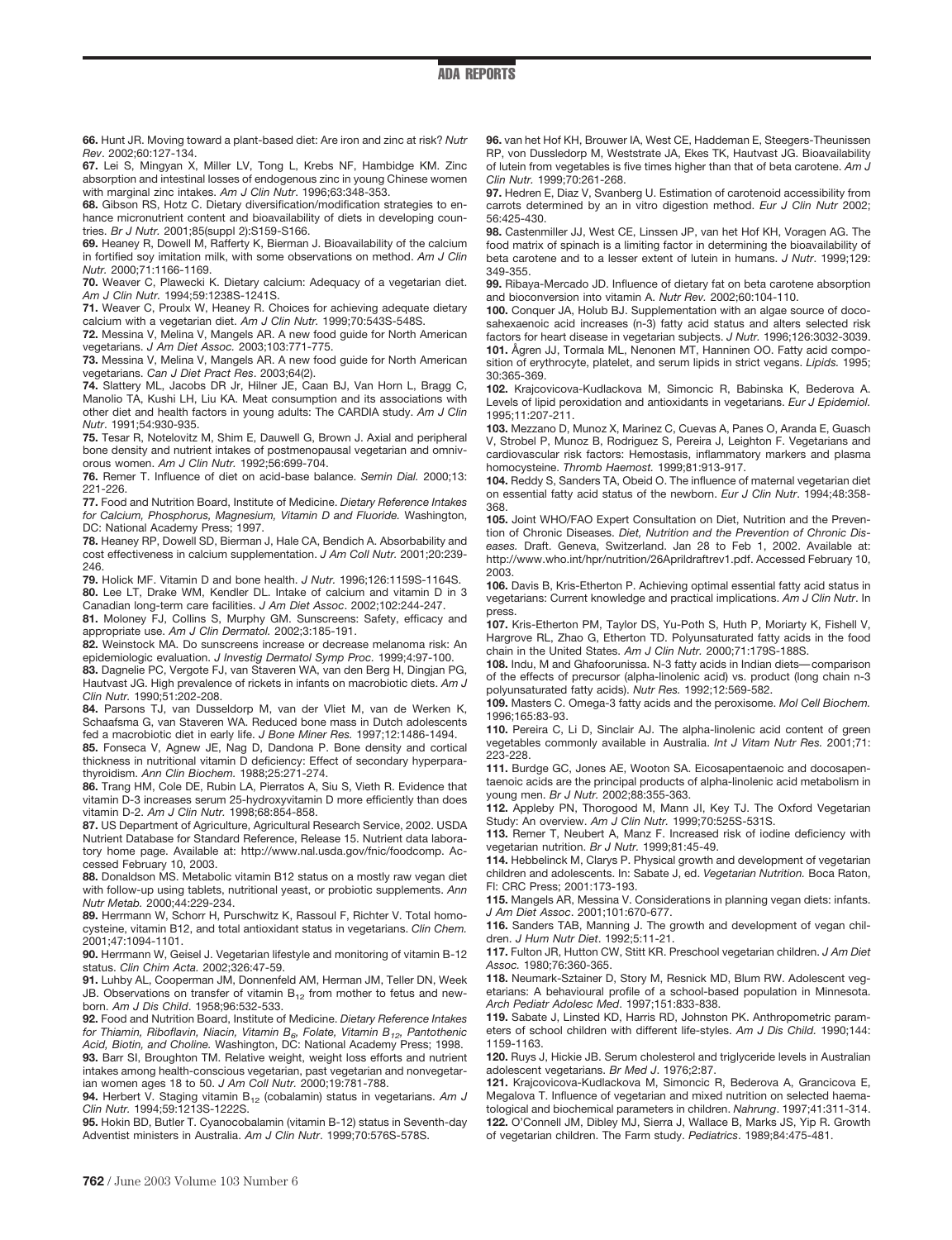66. Hunt JR. Moving toward a plant-based diet: Are iron and zinc at risk? *Nutr Rev*. 2002;60:127-134.

67. Lei S, Mingyan X, Miller LV, Tong L, Krebs NF, Hambidge KM. Zinc absorption and intestinal losses of endogenous zinc in young Chinese women with marginal zinc intakes. *Am J Clin Nutr*. 1996;63:348-353.

68. Gibson RS, Hotz C. Dietary diversification/modification strategies to enhance micronutrient content and bioavailability of diets in developing countries. *Br J Nutr.* 2001;85(suppl 2):S159-S166.

69. Heaney R, Dowell M, Rafferty K, Bierman J. Bioavailability of the calcium in fortified soy imitation milk, with some observations on method. *Am J Clin Nutr.* 2000;71:1166-1169.

70. Weaver C, Plawecki K. Dietary calcium: Adequacy of a vegetarian diet. *Am J Clin Nutr.* 1994;59:1238S-1241S.

71. Weaver C, Proulx W, Heaney R. Choices for achieving adequate dietary calcium with a vegetarian diet. *Am J Clin Nutr.* 1999;70:543S-548S.

72. Messina V, Melina V, Mangels AR. A new food guide for North American vegetarians. *J Am Diet Assoc.* 2003;103:771-775.

73. Messina V, Melina V, Mangels AR. A new food guide for North American vegetarians. *Can J Diet Pract Res*. 2003;64(2).

74. Slattery ML, Jacobs DR Jr, Hilner JE, Caan BJ, Van Horn L, Bragg C, Manolio TA, Kushi LH, Liu KA. Meat consumption and its associations with other diet and health factors in young adults: The CARDIA study. *Am J Clin Nutr*. 1991;54:930-935.

75. Tesar R, Notelovitz M, Shim E, Dauwell G, Brown J. Axial and peripheral bone density and nutrient intakes of postmenopausal vegetarian and omnivorous women. *Am J Clin Nutr.* 1992;56:699-704.

76. Remer T. Influence of diet on acid-base balance. *Semin Dial.* 2000;13: 221-226.

77. Food and Nutrition Board, Institute of Medicine. *Dietary Reference Intakes for Calcium, Phosphorus, Magnesium, Vitamin D and Fluoride.* Washington, DC: National Academy Press; 1997.

78. Heaney RP, Dowell SD, Bierman J, Hale CA, Bendich A. Absorbability and cost effectiveness in calcium supplementation. *J Am Coll Nutr.* 2001;20:239-246.

79. Holick MF. Vitamin D and bone health. *J Nutr.* 1996;126:1159S-1164S.

80. Lee LT, Drake WM, Kendler DL. Intake of calcium and vitamin D in 3 Canadian long-term care facilities. *J Am Diet Assoc*. 2002;102:244-247.

81. Moloney FJ, Collins S, Murphy GM. Sunscreens: Safety, efficacy and appropriate use. *Am J Clin Dermatol.* 2002;3:185-191.

82. Weinstock MA. Do sunscreens increase or decrease melanoma risk: An epidemiologic evaluation. *J Investig Dermatol Symp Proc.* 1999;4:97-100.

83. Dagnelie PC, Vergote FJ, van Staveren WA, van den Berg H, Dingjan PG, Hautvast JG. High prevalence of rickets in infants on macrobiotic diets. *Am J Clin Nutr.* 1990;51:202-208.

84. Parsons TJ, van Dusseldorp M, van der Vliet M, van de Werken K, Schaafsma G, van Staveren WA. Reduced bone mass in Dutch adolescents fed a macrobiotic diet in early life. *J Bone Miner Res.* 1997;12:1486-1494.

85. Fonseca V, Agnew JE, Nag D, Dandona P. Bone density and cortical thickness in nutritional vitamin D deficiency: Effect of secondary hyperparathyroidism. *Ann Clin Biochem.* 1988;25:271-274.

86. Trang HM, Cole DE, Rubin LA, Pierratos A, Siu S, Vieth R. Evidence that vitamin D-3 increases serum 25-hydroxyvitamin D more efficiently than does vitamin D-2. *Am J Clin Nutr.* 1998;68:854-858.

87. US Department of Agriculture, Agricultural Research Service, 2002. USDA Nutrient Database for Standard Reference, Release 15. Nutrient data laboratory home page. Available at: http://www.nal.usda.gov/fnic/foodcomp. Accessed February 10, 2003.

88. Donaldson MS. Metabolic vitamin B12 status on a mostly raw vegan diet with follow-up using tablets, nutritional yeast, or probiotic supplements. *Ann Nutr Metab.* 2000;44:229-234.

89. Herrmann W, Schorr H, Purschwitz K, Rassoul F, Richter V. Total homocysteine, vitamin B12, and total antioxidant status in vegetarians. *Clin Chem.* 2001;47:1094-1101.

90. Herrmann W, Geisel J. Vegetarian lifestyle and monitoring of vitamin B-12 status. *Clin Chim Acta.* 2002;326:47-59.

91. Luhby AL, Cooperman JM, Donnenfeld AM, Herman JM, Teller DN, Week JB. Observations on transfer of vitamin $B_{12}$ from mother to fetus and newborn. *Am J Dis Child*. 1958;96:532-533.

92. Food and Nutrition Board, Institute of Medicine. *Dietary Reference Intakes for Thiamin, Riboflavin, Niacin, Vitamin $B_6$, Folate, Vitamin $B_{12}$, Pantothenic Acid, Biotin, and Choline.* Washington, DC: National Academy Press; 1998.

93. Barr SI, Broughton TM. Relative weight, weight loss efforts and nutrient intakes among health-conscious vegetarian, past vegetarian and nonvegetarian women ages 18 to 50. *J Am Coll Nutr.* 2000;19:781-788.

94. Herbert V. Staging vitamin $B_{12}$ (cobalamin) status in vegetarians. *Am J Clin Nutr.* 1994;59:1213S-1222S.

95. Hokin BD, Butler T. Cyanocobalamin (vitamin B-12) status in Seventh-day Adventist ministers in Australia. *Am J Clin Nutr*. 1999;70:576S-578S.

96. van het Hof KH, Brouwer IA, West CE, Haddeman E, Steegers-Theunissen RP, von Dussledorp M, Weststrate JA, Ekes TK, Hautvast JG. Bioavailability of lutein from vegetables is five times higher than that of beta carotene. *Am J Clin Nutr.* 1999;70:261-268.

97. Hedren E, Diaz V, Svanberg U. Estimation of carotenoid accessibility from carrots determined by an in vitro digestion method. *Eur J Clin Nutr* 2002; 56:425-430.

98. Castenmiller JJ, West CE, Linssen JP, van het Hof KH, Voragen AG. The food matrix of spinach is a limiting factor in determining the bioavailability of beta carotene and to a lesser extent of lutein in humans. *J Nutr*. 1999;129: 349-355.

99. Ribaya-Mercado JD. Influence of dietary fat on beta carotene absorption and bioconversion into vitamin A. *Nutr Rev.* 2002;60:104-110.

100. Conquer JA, Holub BJ. Supplementation with an algae source of docosahexaenoic acid increases (n-3) fatty acid status and alters selected risk factors for heart disease in vegetarian subjects. *J Nutr.* 1996;126:3032-3039.

101. Ågren JJ, Tormala ML, Nenonen MT, Hanninen OO. Fatty acid composition of erythrocyte, platelet, and serum lipids in strict vegans. *Lipids.* 1995; 30:365-369.

102. Krajcovicova-Kudlackova M, Simoncic R, Babinska K, Bederova A. Levels of lipid peroxidation and antioxidants in vegetarians. *Eur J Epidemiol.* 1995;11:207-211.

103. Mezzano D, Munoz X, Marinez C, Cuevas A, Panes O, Aranda E, Guasch V, Strobel P, Munoz B, Rodriguez S, Pereira J, Leighton F. Vegetarians and cardiovascular risk factors: Hemostasis, inflammatory markers and plasma homocysteine. *Thromb Haemost.* 1999;81:913-917.

104. Reddy S, Sanders TA, Obeid O. The influence of maternal vegetarian diet on essential fatty acid status of the newborn. *Eur J Clin Nutr*. 1994;48:358-368.

105. Joint WHO/FAO Expert Consultation on Diet, Nutrition and the Prevention of Chronic Diseases. *Diet, Nutrition and the Prevention of Chronic Diseases.* Draft. Geneva, Switzerland. Jan 28 to Feb 1, 2002. Available at: http://www.who.int/hpr/nutrition/26Aprildraftrev1.pdf. Accessed February 10, 2003.

106. Davis B, Kris-Etherton P. Achieving optimal essential fatty acid status in vegetarians: Current knowledge and practical implications. *Am J Clin Nutr*. In press.

107. Kris-Etherton PM, Taylor DS, Yu-Poth S, Huth P, Moriarty K, Fishell V, Hargrove RL, Zhao G, Etherton TD. Polyunsaturated fatty acids in the food chain in the United States. *Am J Clin Nutr.* 2000;71:179S-188S.

108. Indu, M and Ghafoorunissa. N-3 fatty acids in Indian diets—comparison of the effects of precursor (alpha-linolenic acid) vs. product (long chain n-3 polyunsaturated fatty acids). *Nutr Res.* 1992;12:569-582.

109. Masters C. Omega-3 fatty acids and the peroxisome. *Mol Cell Biochem.* 1996;165:83-93.

110. Pereira C, Li D, Sinclair AJ. The alpha-linolenic acid content of green vegetables commonly available in Australia. *Int J Vitam Nutr Res.* 2001;71: 223-228.

111. Burdge GC, Jones AE, Wooton SA. Eicosapentaenoic and docosapentaenoic acids are the principal products of alpha-linolenic acid metabolism in young men. *Br J Nutr.* 2002;88:355-363.

112. Appleby PN, Thorogood M, Mann JI, Key TJ. The Oxford Vegetarian Study: An overview. *Am J Clin Nutr.* 1999;70:525S-531S.

113. Remer T, Neubert A, Manz F. Increased risk of iodine deficiency with vegetarian nutrition. *Br J Nutr.* 1999;81:45-49.

114. Hebbelinck M, Clarys P. Physical growth and development of vegetarian children and adolescents. In: Sabate J, ed. *Vegetarian Nutrition.* Boca Raton, Fl: CRC Press; 2001:173-193.

115. Mangels AR, Messina V. Considerations in planning vegan diets: infants. *J Am Diet Assoc*. 2001;101:670-677.

116. Sanders TAB, Manning J. The growth and development of vegan children. *J Hum Nutr Diet*. 1992;5:11-21.

117. Fulton JR, Hutton CW, Stitt KR. Preschool vegetarian children. *J Am Diet Assoc.* 1980;76:360-365.

118. Neumark-Sztainer D, Story M, Resnick MD, Blum RW. Adolescent vegetarians: A behavioural profile of a school-based population in Minnesota. *Arch Pediatr Adolesc Med*. 1997;151:833-838.

119. Sabate J, Linsted KD, Harris RD, Johnston PK. Anthropometric parameters of school children with different life-styles. *Am J Dis Child.* 1990;144: 1159-1163.

120. Ruys J, Hickie JB. Serum cholesterol and triglyceride levels in Australian adolescent vegetarians. *Br Med J*. 1976;2:87.

121. Krajcovicova-Kudlackova M, Simoncic R, Bederova A, Grancicova E, Megalova T. Influence of vegetarian and mixed nutrition on selected haematological and biochemical parameters in children. *Nahrung*. 1997;41:311-314.

122. O'Connell JM, Dibley MJ, Sierra J, Wallace B, Marks JS, Yip R. Growth of vegetarian children. The Farm study. *Pediatrics*. 1989;84:475-481.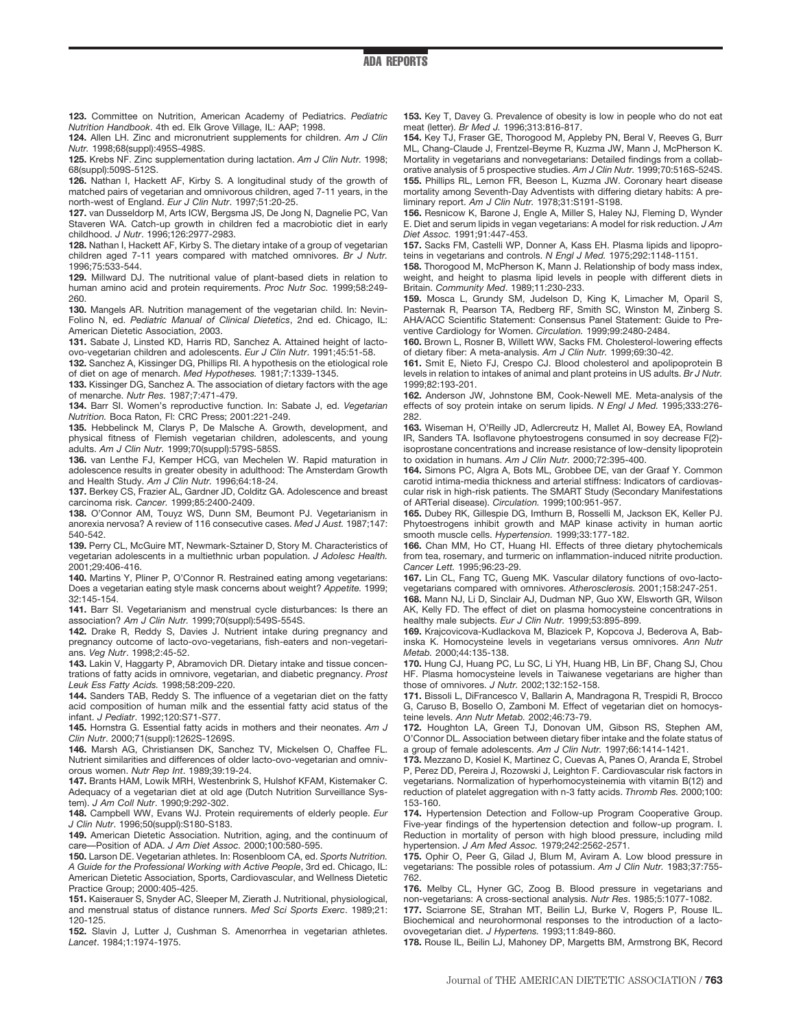**123.** Committee on Nutrition, American Academy of Pediatrics. *Pediatric Nutrition Handbook*. 4th ed. Elk Grove Village, IL: AAP; 1998.

**124.** Allen LH. Zinc and micronutrient supplements for children. *Am J Clin Nutr.* 1998;68(suppl):495S-498S.

**125.** Krebs NF. Zinc supplementation during lactation. *Am J Clin Nutr.* 1998; 68(suppl):509S-512S.

**126.** Nathan I, Hackett AF, Kirby S. A longitudinal study of the growth of matched pairs of vegetarian and omnivorous children, aged 7-11 years, in the north-west of England. *Eur J Clin Nutr*. 1997;51:20-25.

**127.** van Dusseldorp M, Arts ICW, Bergsma JS, De Jong N, Dagnelie PC, Van Staveren WA. Catch-up growth in children fed a macrobiotic diet in early childhood. *J Nutr*. 1996;126:2977-2983.

**128.** Nathan I, Hackett AF, Kirby S. The dietary intake of a group of vegetarian children aged 7-11 years compared with matched omnivores. *Br J Nutr.* 1996;75:533-544.

**129.** Millward DJ. The nutritional value of plant-based diets in relation to human amino acid and protein requirements. *Proc Nutr Soc.* 1999;58:249-260.

**130.** Mangels AR. Nutrition management of the vegetarian child. In: Nevin-Folino N, ed. *Pediatric Manual of Clinical Dietetics*, 2nd ed. Chicago, IL: American Dietetic Association, 2003.

**131.** Sabate J, Linsted KD, Harris RD, Sanchez A. Attained height of lacto-ovo-vegetarian children and adolescents. *Eur J Clin Nutr*. 1991;45:51-58.

**132.** Sanchez A, Kissinger DG, Phillips RI. A hypothesis on the etiological role of diet on age of menarch. *Med Hypotheses.* 1981;7:1339-1345.

**133.** Kissinger DG, Sanchez A. The association of dietary factors with the age of menarche. *Nutr Res.* 1987;7:471-479.

**134.** Barr SI. Women's reproductive function. In: Sabate J, ed. *Vegetarian Nutrition.* Boca Raton, Fl: CRC Press; 2001:221-249.

**135.** Hebbelinck M, Clarys P, De Malsche A. Growth, development, and physical fitness of Flemish vegetarian children, adolescents, and young adults. *Am J Clin Nutr.* 1999;70(suppl):579S-585S.

**136.** van Lenthe FJ, Kemper HCG, van Mechelen W. Rapid maturation in adolescence results in greater obesity in adulthood: The Amsterdam Growth and Health Study. *Am J Clin Nutr.* 1996;64:18-24.

**137.** Berkey CS, Frazier AL, Gardner JD, Colditz GA. Adolescence and breast carcinoma risk. *Cancer.* 1999;85:2400-2409.

**138.** O'Connor AM, Touyz WS, Dunn SM, Beumont PJ. Vegetarianism in anorexia nervosa? A review of 116 consecutive cases. *Med J Aust.* 1987;147: 540-542.

**139.** Perry CL, McGuire MT, Newmark-Sztainer D, Story M. Characteristics of vegetarian adolescents in a multiethnic urban population. *J Adolesc Health.* 2001;29:406-416.

**140.** Martins Y, Pliner P, O'Connor R. Restrained eating among vegetarians: Does a vegetarian eating style mask concerns about weight? *Appetite.* 1999; 32:145-154.

**141.** Barr SI. Vegetarianism and menstrual cycle disturbances: Is there an association? *Am J Clin Nutr.* 1999;70(suppl):549S-554S.

**142.** Drake R, Reddy S, Davies J. Nutrient intake during pregnancy and pregnancy outcome of lacto-ovo-vegetarians, fish-eaters and non-vegetarians. *Veg Nutr*. 1998;2:45-52.

**143.** Lakin V, Haggarty P, Abramovich DR. Dietary intake and tissue concentrations of fatty acids in omnivore, vegetarian, and diabetic pregnancy. *Prost Leuk Ess Fatty Acids.* 1998;58:209-220.

**144.** Sanders TAB, Reddy S. The influence of a vegetarian diet on the fatty acid composition of human milk and the essential fatty acid status of the infant. *J Pediatr*. 1992;120:S71-S77.

**145.** Hornstra G. Essential fatty acids in mothers and their neonates. *Am J Clin Nutr*. 2000;71(suppl):1262S-1269S.

**146.** Marsh AG, Christiansen DK, Sanchez TV, Mickelsen O, Chaffee FL. Nutrient similarities and differences of older lacto-ovo-vegetarian and omnivorous women. *Nutr Rep Int*. 1989;39:19-24.

**147.** Brants HAM, Lowik MRH, Westenbrink S, Hulshof KFAM, Kistemaker C. Adequacy of a vegetarian diet at old age (Dutch Nutrition Surveillance System). *J Am Coll Nutr*. 1990;9:292-302.

**148.** Campbell WW, Evans WJ. Protein requirements of elderly people. *Eur J Clin Nutr*. 1996;50(suppl):S180-S183.

**149.** American Dietetic Association. Nutrition, aging, and the continuum of care—Position of ADA. *J Am Diet Assoc.* 2000;100:580-595.

**150.** Larson DE. Vegetarian athletes. In: Rosenbloom CA, ed. *Sports Nutrition. A Guide for the Professional Working with Active People*, 3rd ed. Chicago, IL: American Dietetic Association, Sports, Cardiovascular, and Wellness Dietetic Practice Group; 2000:405-425.

**151.** Kaiserauer S, Snyder AC, Sleeper M, Zierath J. Nutritional, physiological, and menstrual status of distance runners. *Med Sci Sports Exerc*. 1989;21: 120-125.

**152.** Slavin J, Lutter J, Cushman S. Amenorrhea in vegetarian athletes. *Lancet*. 1984;1:1974-1975.

**153.** Key T, Davey G. Prevalence of obesity is low in people who do not eat meat (letter). *Br Med J.* 1996;313:816-817.

**154.** Key TJ, Fraser GE, Thorogood M, Appleby PN, Beral V, Reeves G, Burr ML, Chang-Claude J, Frentzel-Beyme R, Kuzma JW, Mann J, McPherson K. Mortality in vegetarians and nonvegetarians: Detailed findings from a collaborative analysis of 5 prospective studies. *Am J Clin Nutr.* 1999;70:516S-524S.

**155.** Phillips RL, Lemon FR, Beeson L, Kuzma JW. Coronary heart disease mortality among Seventh-Day Adventists with differing dietary habits: A preliminary report. *Am J Clin Nutr.* 1978;31:S191-S198.

**156.** Resnicow K, Barone J, Engle A, Miller S, Haley NJ, Fleming D, Wynder E. Diet and serum lipids in vegan vegetarians: A model for risk reduction. *J Am Diet Assoc.* 1991;91:447-453.

**157.** Sacks FM, Castelli WP, Donner A, Kass EH. Plasma lipids and lipoproteins in vegetarians and controls. *N Engl J Med.* 1975;292:1148-1151.

**158.** Thorogood M, McPherson K, Mann J. Relationship of body mass index, weight, and height to plasma lipid levels in people with different diets in Britain. *Community Med*. 1989;11:230-233.

**159.** Mosca L, Grundy SM, Judelson D, King K, Limacher M, Oparil S, Pasternak R, Pearson TA, Redberg RF, Smith SC, Winston M, Zinberg S. AHA/ACC Scientific Statement: Consensus Panel Statement: Guide to Preventive Cardiology for Women. *Circulation.* 1999;99:2480-2484.

**160.** Brown L, Rosner B, Willett WW, Sacks FM. Cholesterol-lowering effects of dietary fiber: A meta-analysis. *Am J Clin Nutr.* 1999;69:30-42.

**161.** Smit E, Nieto FJ, Crespo CJ. Blood cholesterol and apolipoprotein B levels in relation to intakes of animal and plant proteins in US adults. *Br J Nutr.* 1999;82:193-201.

**162.** Anderson JW, Johnstone BM, Cook-Newell ME. Meta-analysis of the effects of soy protein intake on serum lipids. *N Engl J Med.* 1995;333:276-282.

**163.** Wiseman H, O'Reilly JD, Adlercreutz H, Mallet AI, Bowey EA, Rowland IR, Sanders TA. Isoflavone phytoestrogens consumed in soy decrease F(2)-isoprostane concentrations and increase resistance of low-density lipoprotein to oxidation in humans. *Am J Clin Nutr.* 2000;72:395-400.

**164.** Simons PC, Algra A, Bots ML, Grobbee DE, van der Graaf Y. Common carotid intima-media thickness and arterial stiffness: Indicators of cardiovascular risk in high-risk patients. The SMART Study (Secondary Manifestations of ARTerial disease). *Circulation.* 1999;100:951-957.

**165.** Dubey RK, Gillespie DG, Imthurn B, Rosselli M, Jackson EK, Keller PJ. Phytoestrogens inhibit growth and MAP kinase activity in human aortic smooth muscle cells. *Hypertension.* 1999;33:177-182.

**166.** Chan MM, Ho CT, Huang HI. Effects of three dietary phytochemicals from tea, rosemary, and turmeric on inflammation-induced nitrite production. *Cancer Lett.* 1995;96:23-29.

**167.** Lin CL, Fang TC, Gueng MK. Vascular dilatory functions of ovo-lacto-vegetarians compared with omnivores. *Atherosclerosis.* 2001;158:247-251.

**168.** Mann NJ, Li D, Sinclair AJ, Dudman NP, Guo XW, Elsworth GR, Wilson AK, Kelly FD. The effect of diet on plasma homocysteine concentrations in healthy male subjects. *Eur J Clin Nutr.* 1999;53:895-899.

**169.** Krajcovicova-Kudlackova M, Blazicek P, Kopcova J, Bederova A, Babinska K. Homocysteine levels in vegetarians versus omnivores. *Ann Nutr Metab.* 2000;44:135-138.

**170.** Hung CJ, Huang PC, Lu SC, Li YH, Huang HB, Lin BF, Chang SJ, Chou HF. Plasma homocysteine levels in Taiwanese vegetarians are higher than those of omnivores. *J Nutr.* 2002;132:152-158.

**171.** Bissoli L, DiFrancesco V, Ballarin A, Mandragona R, Trespidi R, Brocco G, Caruso B, Bosello O, Zamboni M. Effect of vegetarian diet on homocysteine levels. *Ann Nutr Metab.* 2002;46:73-79.

**172.** Houghton LA, Green TJ, Donovan UM, Gibson RS, Stephen AM, O'Connor DL. Association between dietary fiber intake and the folate status of a group of female adolescents. *Am J Clin Nutr.* 1997;66:1414-1421.

**173.** Mezzano D, Kosiel K, Martinez C, Cuevas A, Panes O, Aranda E, Strobel P, Perez DD, Pereira J, Rozowski J, Leighton F. Cardiovascular risk factors in vegetarians. Normalization of hyperhomocysteinemia with vitamin B(12) and reduction of platelet aggregation with n-3 fatty acids. *Thromb Res.* 2000;100: 153-160.

**174.** Hypertension Detection and Follow-up Program Cooperative Group. Five-year findings of the hypertension detection and follow-up program. I. Reduction in mortality of person with high blood pressure, including mild hypertension. *J Am Med Assoc.* 1979;242:2562-2571.

**175.** Ophir O, Peer G, Gilad J, Blum M, Aviram A. Low blood pressure in vegetarians: The possible roles of potassium. *Am J Clin Nutr.* 1983;37:755-762.

**176.** Melby CL, Hyner GC, Zoog B. Blood pressure in vegetarians and non-vegetarians: A cross-sectional analysis. *Nutr Res*. 1985;5:1077-1082.

**177.** Sciarrone SE, Strahan MT, Beilin LJ, Burke V, Rogers P, Rouse IL. Biochemical and neurohormonal responses to the introduction of a lacto-ovovegetarian diet. *J Hypertens.* 1993;11:849-860.

**178.** Rouse IL, Beilin LJ, Mahoney DP, Margetts BM, Armstrong BK, Record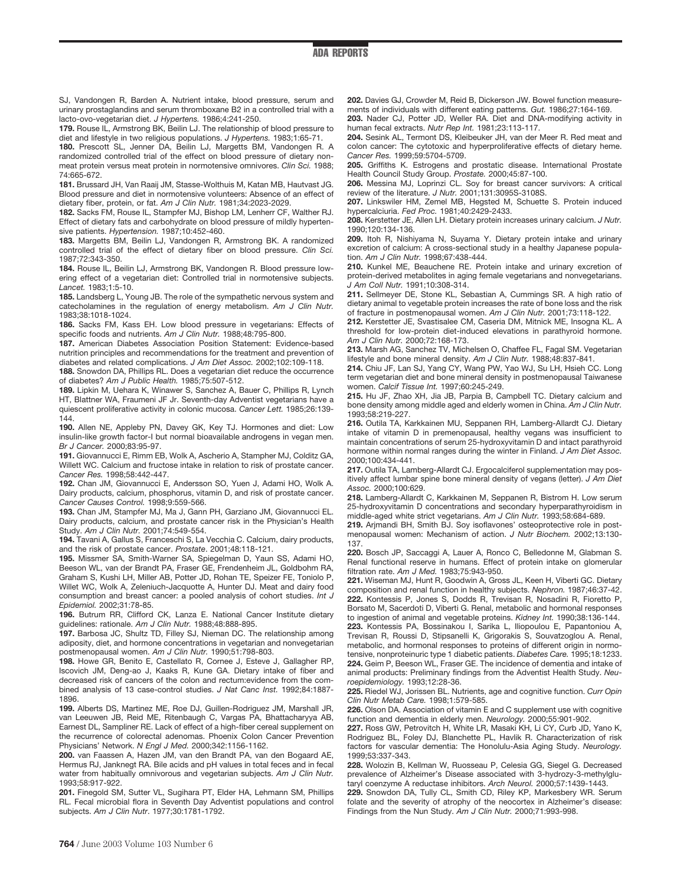SJ, Vandongen R, Barden A. Nutrient intake, blood pressure, serum and urinary prostaglandins and serum thromboxane B2 in a controlled trial with a lacto-ovo-vegetarian diet. *J Hypertens.* 1986;4:241-250.

**179.** Rouse IL, Armstrong BK, Beilin LJ. The relationship of blood pressure to diet and lifestyle in two religious populations. *J Hypertens.* 1983;1:65-71.

**180.** Prescott SL, Jenner DA, Beilin LJ, Margetts BM, Vandongen R. A randomized controlled trial of the effect on blood pressure of dietary nonmeat protein versus meat protein in normotensive omnivores. *Clin Sci.* 1988; 74:665-672.

**181.** Brussard JH, Van Raaij JM, Stasse-Wolthuis M, Katan MB, Hautvast JG. Blood pressure and diet in normotensive volunteers: Absence of an effect of dietary fiber, protein, or fat. *Am J Clin Nutr.* 1981;34:2023-2029.

**182.** Sacks FM, Rouse IL, Stampfer MJ, Bishop LM, Lenherr CF, Walther RJ. Effect of dietary fats and carbohydrate on blood pressure of mildly hypertensive patients. *Hypertension.* 1987;10:452-460.

**183.** Margetts BM, Beilin LJ, Vandongen R, Armstrong BK. A randomized controlled trial of the effect of dietary fiber on blood pressure. *Clin Sci.* 1987;72:343-350.

**184.** Rouse IL, Beilin LJ, Armstrong BK, Vandongen R. Blood pressure lowering effect of a vegetarian diet: Controlled trial in normotensive subjects. *Lancet.* 1983;1:5-10.

**185.** Landsberg L, Young JB. The role of the sympathetic nervous system and catecholamines in the regulation of energy metabolism. *Am J Clin Nutr.* 1983;38:1018-1024.

**186.** Sacks FM, Kass EH. Low blood pressure in vegetarians: Effects of specific foods and nutrients. *Am J Clin Nutr.* 1988;48:795-800.

**187.** American Diabetes Association Position Statement: Evidence-based nutrition principles and recommendations for the treatment and prevention of diabetes and related complications. *J Am Diet Assoc.* 2002;102:109-118.

**188.** Snowdon DA, Phillips RL. Does a vegetarian diet reduce the occurrence of diabetes? *Am J Public Health.* 1985;75:507-512.

**189.** Lipkin M, Uehara K, Winawer S, Sanchez A, Bauer C, Phillips R, Lynch HT, Blattner WA, Fraumeni JF Jr. Seventh-day Adventist vegetarians have a quiescent proliferative activity in colonic mucosa. *Cancer Lett.* 1985;26:139-144.

**190.** Allen NE, Appleby PN, Davey GK, Key TJ. Hormones and diet: Low insulin-like growth factor-I but normal bioavailable androgens in vegan men. *Br J Cancer.* 2000;83:95-97.

**191.** Giovannucci E, Rimm EB, Wolk A, Ascherio A, Stampher MJ, Colditz GA, Willett WC. Calcium and fructose intake in relation to risk of prostate cancer. *Cancer Res.* 1998;58:442-447.

**192.** Chan JM, Giovannucci E, Andersson SO, Yuen J, Adami HO, Wolk A. Dairy products, calcium, phosphorus, vitamin D, and risk of prostate cancer. *Cancer Causes Control.* 1998;9:559-566.

**193.** Chan JM, Stampfer MJ, Ma J, Gann PH, Garziano JM, Giovannucci EL. Dairy products, calcium, and prostate cancer risk in the Physician's Health Study. *Am J Clin Nutr.* 2001;74:549-554.

**194.** Tavani A, Gallus S, Franceschi S, La Vecchia C. Calcium, dairy products, and the risk of prostate cancer. *Prostate*. 2001;48:118-121.

**195.** Missmer SA, Smith-Warner SA, Spiegelman D, Yaun SS, Adami HO, Beeson WL, van der Brandt PA, Fraser GE, Frendenheim JL, Goldbohm RA, Graham S, Kushi LH, Miller AB, Potter JD, Rohan TE, Speizer FE, Toniolo P, Willet WC, Wolk A, Zeleniuch-Jacquotte A, Hunter DJ. Meat and dairy food consumption and breast cancer: a pooled analysis of cohort studies. *Int J Epidemiol.* 2002;31:78-85.

**196.** Butrum RR, Clifford CK, Lanza E. National Cancer Institute dietary guidelines: rationale. *Am J Clin Nutr.* 1988;48:888-895.

**197.** Barbosa JC, Shultz TD, Filley SJ, Nieman DC. The relationship among adiposity, diet, and hormone concentrations in vegetarian and nonvegetarian postmenopausal women. *Am J Clin Nutr.* 1990;51:798-803.

**198.** Howe GR, Benito E, Castellato R, Cornee J, Esteve J, Gallagher RP, Iscovich JM, Deng-ao J, Kaaks R, Kune GA. Dietary intake of fiber and decreased risk of cancers of the colon and rectum:evidence from the combined analysis of 13 case-control studies. *J Nat Canc Inst.* 1992;84:1887-1896.

**199.** Alberts DS, Martinez ME, Roe DJ, Guillen-Rodriguez JM, Marshall JR, van Leeuwen JB, Reid ME, Ritenbaugh C, Vargas PA, Bhattacharyya AB, Earnest DL, Sampliner RE. Lack of effect of a high-fiber cereal supplement on the recurrence of colorectal adenomas. Phoenix Colon Cancer Prevention Physicians' Network. *N Engl J Med.* 2000;342:1156-1162.

**200.** van Faassen A, Hazen JM, van den Brandt PA, van den Bogaard AE, Hermus RJ, Janknegt RA. Bile acids and pH values in total feces and in fecal water from habitually omnivorous and vegetarian subjects. *Am J Clin Nutr.* 1993;58:917-922.

**201.** Finegold SM, Sutter VL, Sugihara PT, Elder HA, Lehmann SM, Phillips RL. Fecal microbial flora in Seventh Day Adventist populations and control subjects. *Am J Clin Nutr*. 1977;30:1781-1792.

**202.** Davies GJ, Crowder M, Reid B, Dickerson JW. Bowel function measurements of individuals with different eating patterns. *Gut.* 1986;27:164-169.

**203.** Nader CJ, Potter JD, Weller RA. Diet and DNA-modifying activity in human fecal extracts. *Nutr Rep Int.* 1981;23:113-117.

**204.** Sesink AL, Termont DS, Kleibeuker JH, van der Meer R. Red meat and colon cancer: The cytotoxic and hyperproliferative effects of dietary heme. *Cancer Res.* 1999;59:5704-5709.

**205.** Griffiths K. Estrogens and prostatic disease. International Prostate Health Council Study Group. *Prostate.* 2000;45:87-100.

**206.** Messina MJ, Loprinzi CL. Soy for breast cancer survivors: A critical review of the literature. *J Nutr.* 2001;131:3095S-3108S.

**207.** Linkswiler HM, Zemel MB, Hegsted M, Schuette S. Protein induced hypercalciuria. *Fed Proc.* 1981;40:2429-2433.

**208.** Kerstetter JE, Allen LH. Dietary protein increases urinary calcium. *J Nutr.* 1990;120:134-136.

**209.** Itoh R, Nishiyama N, Suyama Y. Dietary protein intake and urinary excretion of calcium: A cross-sectional study in a healthy Japanese population. *Am J Clin Nutr.* 1998;67:438-444.

**210.** Kunkel ME, Beauchene RE. Protein intake and urinary excretion of protein-derived metabolites in aging female vegetarians and nonvegetarians. *J Am Coll Nutr.* 1991;10:308-314.

**211.** Sellmeyer DE, Stone KL, Sebastian A, Cummings SR. A high ratio of dietary animal to vegetable protein increases the rate of bone loss and the risk of fracture in postmenopausal women. *Am J Clin Nutr.* 2001;73:118-122.

**212.** Kerstetter JE, Svastisalee CM, Caseria DM, Mitnick ME, Insogna KL. A threshold for low-protein diet-induced elevations in parathyroid hormone. *Am J Clin Nutr.* 2000;72:168-173.

**213.** Marsh AG, Sanchez TV, Michelsen O, Chaffee FL, Fagal SM. Vegetarian lifestyle and bone mineral density. *Am J Clin Nutr.* 1988;48:837-841.

**214.** Chiu JF, Lan SJ, Yang CY, Wang PW, Yao WJ, Su LH, Hsieh CC. Long term vegetarian diet and bone mineral density in postmenopausal Taiwanese women. *Calcif Tissue Int.* 1997;60:245-249.

**215.** Hu JF, Zhao XH, Jia JB, Parpia B, Campbell TC. Dietary calcium and bone density among middle aged and elderly women in China. *Am J Clin Nutr.* 1993;58:219-227.

**216.** Outila TA, Karkkainen MU, Seppanen RH, Lamberg-Allardt CJ. Dietary intake of vitamin D in premenopausal, healthy vegans was insufficient to maintain concentrations of serum 25-hydroxyvitamin D and intact parathyroid hormone within normal ranges during the winter in Finland. *J Am Diet Assoc.* 2000;100:434-441.

**217.** Outila TA, Lamberg-Allardt CJ. Ergocalciferol supplementation may positively affect lumbar spine bone mineral density of vegans (letter). *J Am Diet Assoc.* 2000;100:629.

**218.** Lamberg-Allardt C, Karkkainen M, Seppanen R, Bistrom H. Low serum 25-hydroxyvitamin D concentrations and secondary hyperparathyroidism in middle-aged white strict vegetarians. *Am J Clin Nutr.* 1993;58:684-689.

**219.** Arjmandi BH, Smith BJ. Soy isoflavones' osteoprotective role in postmenopausal women: Mechanism of action. *J Nutr Biochem.* 2002;13:130-137.

**220.** Bosch JP, Saccaggi A, Lauer A, Ronco C, Belledonne M, Glabman S. Renal functional reserve in humans. Effect of protein intake on glomerular filtration rate. *Am J Med.* 1983;75:943-950.

**221.** Wiseman MJ, Hunt R, Goodwin A, Gross JL, Keen H, Viberti GC. Dietary composition and renal function in healthy subjects. *Nephron.* 1987;46:37-42.

**222.** Kontessis P, Jones S, Dodds R, Trevisan R, Nosadini R, Fioretto P, Borsato M, Sacerdoti D, Viberti G. Renal, metabolic and hormonal responses to ingestion of animal and vegetable proteins. *Kidney Int.* 1990;38:136-144.

**223.** Kontessis PA, Bossinakou I, Sarika L, Iliopoulou E, Papantoniou A, Trevisan R, Roussi D, Stipsanelli K, Grigorakis S, Souvatzoglou A. Renal, metabolic, and hormonal responses to proteins of different origin in normotensive, nonproteinuric type 1 diabetic patients. *Diabetes Care.* 1995;18:1233.

**224.** Geim P, Beeson WL, Fraser GE. The incidence of dementia and intake of animal products: Preliminary findings from the Adventist Health Study. *Neuroepidemiology.* 1993;12:28-36.

**225.** Riedel WJ, Jorissen BL. Nutrients, age and cognitive function. *Curr Opin Clin Nutr Metab Care.* 1998;1:579-585.

**226.** Olson DA. Association of vitamin E and C supplement use with cognitive function and dementia in elderly men. *Neurology.* 2000;55:901-902.

**227.** Ross GW, Petrovitch H, White LR, Masaki KH, Li CY, Curb JD, Yano K, Rodriguez BL, Foley DJ, Blanchette PL, Havlik R. Characterization of risk factors for vascular dementia: The Honolulu-Asia Aging Study. *Neurology.* 1999;53:337-343.

**228.** Wolozin B, Kellman W, Ruosseau P, Celesia GG, Siegel G. Decreased prevalence of Alzheimer's Disease associated with 3-hydrozy-3-methylglutaryl coenzyme A reductase inhibitors. *Arch Neurol.* 2000;57:1439-1443.

**229.** Snowdon DA, Tully CL, Smith CD, Riley KP, Markesbery WR. Serum folate and the severity of atrophy of the neocortex in Alzheimer's disease: Findings from the Nun Study. *Am J Clin Nutr.* 2000;71:993-998.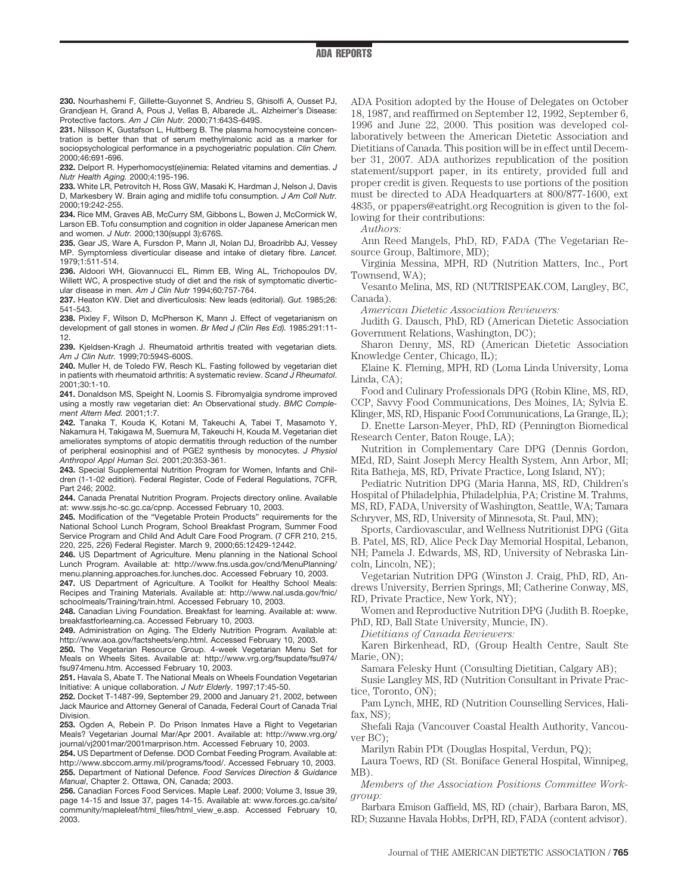230. Nourhashemi F, Gillette-Guyonnet S, Andrieu S, Ghisolfi A, Ousset PJ, Grandjean H, Grand A, Pous J, Vellas B, Albarede JL. Alzheimer's Disease: Protective factors. *Am J Clin Nutr.* 2000;71:643S-649S.

231. Nilsson K, Gustafson L, Hultberg B. The plasma homocysteine concentration is better than that of serum methylmalonic acid as a marker for sociopsychological performance in a psychogeriatric population. *Clin Chem.* 2000;46:691-696.

232. Delport R. Hyperhomocyst(e)inemia: Related vitamins and dementias. *J Nutr Health Aging.* 2000;4:195-196.

233. White LR, Petrovitch H, Ross GW, Masaki K, Hardman J, Nelson J, Davis D, Markesbery W. Brain aging and midlife tofu consumption. *J Am Coll Nutr.* 2000;19:242-255.

234. Rice MM, Graves AB, McCurry SM, Gibbons L, Bowen J, McCormick W, Larson EB. Tofu consumption and cognition in older Japanese American men and women. *J Nutr.* 2000;130(suppl 3):676S.

235. Gear JS, Ware A, Fursdon P, Mann JI, Nolan DJ, Broadribb AJ, Vessey MP. Symptomless diverticular disease and intake of dietary fibre. *Lancet.* 1979;1:511-514.

236. Aldoori WH, Giovannucci EL, Rimm EB, Wing AL, Trichopoulos DV, Willett WC, A prospective study of diet and the risk of symptomatic diverticular disease in men. *Am J Clin Nutr* 1994;60:757-764.

237. Heaton KW. Diet and diverticulosis: New leads (editorial). *Gut.* 1985;26: 541-543.

238. Pixley F, Wilson D, McPherson K, Mann J. Effect of vegetarianism on development of gall stones in women. *Br Med J (Clin Res Ed).* 1985:291:11-12.

239. Kjeldsen-Kragh J. Rheumatoid arthritis treated with vegetarian diets. *Am J Clin Nutr.* 1999;70:594S-600S.

240. Muller H, de Toledo FW, Resch KL. Fasting followed by vegetarian diet in patients with rheumatoid arthritis: A systematic review. *Scand J Rheumatol*. 2001;30:1-10.

241. Donaldson MS, Speight N, Loomis S. Fibromyalgia syndrome improved using a mostly raw vegetarian diet: An Observational study. *BMC Complement Altern Med.* 2001;1:7.

242. Tanaka T, Kouda K, Kotani M, Takeuchi A, Tabei T, Masamoto Y, Nakamura H, Takigawa M, Suemura M, Takeuchi H, Kouda M. Vegetarian diet ameliorates symptoms of atopic dermatitis through reduction of the number of peripheral eosinophisl and of PGE2 synthesis by monocytes. *J Physiol Anthropol Appl Human Sci.* 2001;20:353-361.

243. Special Supplemental Nutrition Program for Women, Infants and Children (1-1-02 edition). Federal Register, Code of Federal Regulations, 7CFR, Part 246; 2002.

244. Canada Prenatal Nutrition Program. Projects directory online. Available at: www.ssjs.hc-sc.gc.ca/cpnp. Accessed February 10, 2003.

245. Modification of the "Vegetable Protein Products" requirements for the National School Lunch Program, School Breakfast Program, Summer Food Service Program and Child And Adult Care Food Program. (7 CFR 210, 215, 220, 225, 226) Federal Register. March 9, 2000;65:12429-12442.

246. US Department of Agriculture. Menu planning in the National School Lunch Program. Available at: http://www.fns.usda.gov/cnd/MenuPlanning/menu.planning.approaches.for.lunches.doc. Accessed February 10, 2003.

247. US Department of Agriculture. A Toolkit for Healthy School Meals: Recipes and Training Materials. Available at: http://www.nal.usda.gov/fnic/schoolmeals/Training/train.html. Accessed February 10, 2003.

248. Canadian Living Foundation. Breakfast for learning. Available at: www.breakfastforlearning.ca. Accessed February 10, 2003.

249. Administration on Aging. The Elderly Nutrition Program. Available at: http://www.aoa.gov/factsheets/enp.html. Accessed February 10, 2003.

250. The Vegetarian Resource Group. 4-week Vegetarian Menu Set for Meals on Wheels Sites. Available at: http://www.vrg.org/fsupdate/fsu974/fsu974menu.htm. Accessed February 10, 2003.

251. Havala S, Abate T. The National Meals on Wheels Foundation Vegetarian Initiative: A unique collaboration. *J Nutr Elderly*. 1997;17:45-50.

252. Docket T-1487-99, September 29, 2000 and January 21, 2002, between Jack Maurice and Attorney General of Canada, Federal Court of Canada Trial Division.

253. Ogden A, Rebein P. Do Prison Inmates Have a Right to Vegetarian Meals? Vegetarian Journal Mar/Apr 2001. Available at: http://www.vrg.org/journal/vj2001mar/2001marprison.htm. Accessed February 10, 2003.

254. US Department of Defense. DOD Combat Feeding Program. Available at: http://www.sbccom.army.mil/programs/food/. Accessed February 10, 2003.

255. Department of National Defence. *Food Services Direction & Guidance Manual*, Chapter 2. Ottawa, ON, Canada; 2003.

256. Canadian Forces Food Services. Maple Leaf. 2000; Volume 3, Issue 39, page 14-15 and Issue 37, pages 14-15. Available at: www.forces.gc.ca/site/community/mapleleaf/html_files/html_view_e.asp. Accessed February 10, 2003.

ADA Position adopted by the House of Delegates on October 18, 1987, and reaffirmed on September 12, 1992, September 6, 1996 and June 22, 2000. This position was developed collaboratively between the American Dietetic Association and Dietitians of Canada. This position will be in effect until December 31, 2007. ADA authorizes republication of the position statement/support paper, in its entirety, provided full and proper credit is given. Requests to use portions of the position must be directed to ADA Headquarters at 800/877-1600, ext 4835, or ppapers@eatright.org Recognition is given to the following for their contributions:

*Authors:*

Ann Reed Mangels, PhD, RD, FADA (The Vegetarian Resource Group, Baltimore, MD);

Virginia Messina, MPH, RD (Nutrition Matters, Inc., Port Townsend, WA);

Vesanto Melina, MS, RD (NUTRISPEAK.COM, Langley, BC, Canada).

*American Dietetic Association Reviewers:*

Judith G. Dausch, PhD, RD (American Dietetic Association Government Relations, Washington, DC);

Sharon Denny, MS, RD (American Dietetic Association Knowledge Center, Chicago, IL);

Elaine K. Fleming, MPH, RD (Loma Linda University, Loma Linda, CA);

Food and Culinary Professionals DPG (Robin Kline, MS, RD, CCP, Savvy Food Communications, Des Moines, IA; Sylvia E. Klinger, MS, RD, Hispanic Food Communications, La Grange, IL);

D. Enette Larson-Meyer, PhD, RD (Pennington Biomedical Research Center, Baton Rouge, LA);

Nutrition in Complementary Care DPG (Dennis Gordon, MEd, RD, Saint Joseph Mercy Health System, Ann Arbor, MI; Rita Batheja, MS, RD, Private Practice, Long Island, NY);

Pediatric Nutrition DPG (Maria Hanna, MS, RD, Children's Hospital of Philadelphia, Philadelphia, PA; Cristine M. Trahms, MS, RD, FADA, University of Washington, Seattle, WA; Tamara Schryver, MS, RD, University of Minnesota, St. Paul, MN);

Sports, Cardiovascular, and Wellness Nutritionist DPG (Gita B. Patel, MS, RD, Alice Peck Day Memorial Hospital, Lebanon, NH; Pamela J. Edwards, MS, RD, University of Nebraska Lincoln, Lincoln, NE);

Vegetarian Nutrition DPG (Winston J. Craig, PhD, RD, Andrews University, Berrien Springs, MI; Catherine Conway, MS, RD, Private Practice, New York, NY);

Women and Reproductive Nutrition DPG (Judith B. Roepke, PhD, RD, Ball State University, Muncie, IN).

*Dietitians of Canada Reviewers:*

Karen Birkenhead, RD, (Group Health Centre, Sault Ste Marie, ON);

Samara Felesky Hunt (Consulting Dietitian, Calgary AB);

Susie Langley MS, RD (Nutrition Consultant in Private Practice, Toronto, ON);

Pam Lynch, MHE, RD (Nutrition Counselling Services, Halifax, NS);

Shefali Raja (Vancouver Coastal Health Authority, Vancouver BC);

Marilyn Rabin PDt (Douglas Hospital, Verdun, PQ);

Laura Toews, RD (St. Boniface General Hospital, Winnipeg, MB).

*Members of the Association Positions Committee Workgroup:*

Barbara Emison Gaffield, MS, RD (chair), Barbara Baron, MS, RD; Suzanne Havala Hobbs, DrPH, RD, FADA (content advisor).